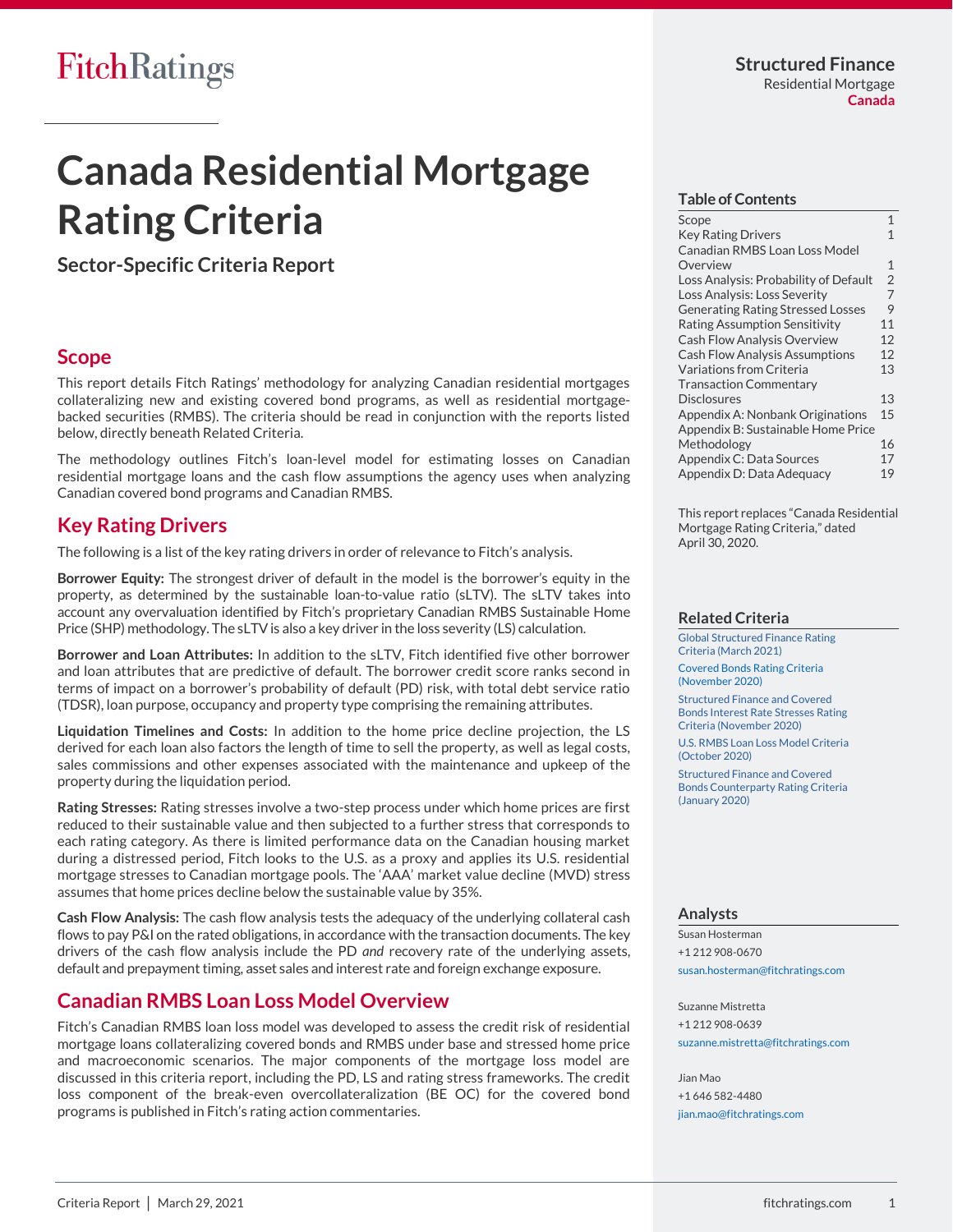FitchRatings

Structured Finance
Residential Mortgage
Canada

# Canada Residential Mortgage Rating Criteria

### Sector-Specific Criteria Report

## Scope

This report details Fitch Ratings' methodology for analyzing Canadian residential mortgages collateralizing new and existing covered bond programs, as well as residential mortgage-backed securities (RMBS). The criteria should be read in conjunction with the reports listed below, directly beneath Related Criteria.

The methodology outlines Fitch's loan-level model for estimating losses on Canadian residential mortgage loans and the cash flow assumptions the agency uses when analyzing Canadian covered bond programs and Canadian RMBS.

## Key Rating Drivers

The following is a list of the key rating drivers in order of relevance to Fitch's analysis.

**Borrower Equity:** The strongest driver of default in the model is the borrower's equity in the property, as determined by the sustainable loan-to-value ratio (sLTV). The sLTV takes into account any overvaluation identified by Fitch's proprietary Canadian RMBS Sustainable Home Price (SHP) methodology. The sLTV is also a key driver in the loss severity (LS) calculation.

**Borrower and Loan Attributes:** In addition to the sLTV, Fitch identified five other borrower and loan attributes that are predictive of default. The borrower credit score ranks second in terms of impact on a borrower's probability of default (PD) risk, with total debt service ratio (TDSR), loan purpose, occupancy and property type comprising the remaining attributes.

**Liquidation Timelines and Costs:** In addition to the home price decline projection, the LS derived for each loan also factors the length of time to sell the property, as well as legal costs, sales commissions and other expenses associated with the maintenance and upkeep of the property during the liquidation period.

**Rating Stresses:** Rating stresses involve a two-step process under which home prices are first reduced to their sustainable value and then subjected to a further stress that corresponds to each rating category. As there is limited performance data on the Canadian housing market during a distressed period, Fitch looks to the U.S. as a proxy and applies its U.S. residential mortgage stresses to Canadian mortgage pools. The 'AAA' market value decline (MVD) stress assumes that home prices decline below the sustainable value by 35%.

**Cash Flow Analysis:** The cash flow analysis tests the adequacy of the underlying collateral cash flows to pay P&I on the rated obligations, in accordance with the transaction documents. The key drivers of the cash flow analysis include the PD *and* recovery rate of the underlying assets, default and prepayment timing, asset sales and interest rate and foreign exchange exposure.

## Canadian RMBS Loan Loss Model Overview

Fitch's Canadian RMBS loan loss model was developed to assess the credit risk of residential mortgage loans collateralizing covered bonds and RMBS under base and stressed home price and macroeconomic scenarios. The major components of the mortgage loss model are discussed in this criteria report, including the PD, LS and rating stress frameworks. The credit loss component of the break-even overcollateralization (BE OC) for the covered bond programs is published in Fitch's rating action commentaries.

### Table of Contents

| Section | Page |
|---|---|
| Scope | 1 |
| Key Rating Drivers | 1 |
| Canadian RMBS Loan Loss Model Overview | 1 |
| Loss Analysis: Probability of Default | 2 |
| Loss Analysis: Loss Severity | 7 |
| Generating Rating Stressed Losses | 9 |
| Rating Assumption Sensitivity | 11 |
| Cash Flow Analysis Overview | 12 |
| Cash Flow Analysis Assumptions | 12 |
| Variations from Criteria | 13 |
| Transaction Commentary Disclosures | 13 |
| Appendix A: Nonbank Originations | 15 |
| Appendix B: Sustainable Home Price Methodology | 16 |
| Appendix C: Data Sources | 17 |
| Appendix D: Data Adequacy | 19 |

This report replaces "Canada Residential Mortgage Rating Criteria," dated April 30, 2020.

### Related Criteria

Global Structured Finance Rating Criteria (March 2021)

Covered Bonds Rating Criteria (November 2020)

Structured Finance and Covered Bonds Interest Rate Stresses Rating Criteria (November 2020)

U.S. RMBS Loan Loss Model Criteria (October 2020)

Structured Finance and Covered Bonds Counterparty Rating Criteria (January 2020)

### Analysts

Susan Hosterman
+1 212 908-0670
susan.hosterman@fitchratings.com

Suzanne Mistretta
+1 212 908-0639
suzanne.mistretta@fitchratings.com

Jian Mao
+1 646 582-4480
jian.mao@fitchratings.com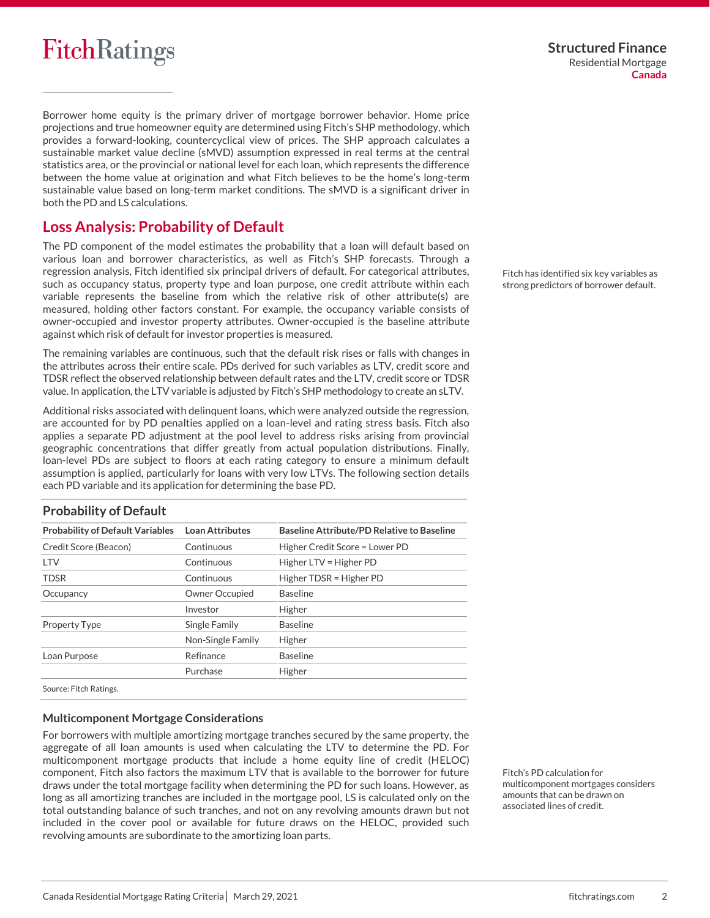Borrower home equity is the primary driver of mortgage borrower behavior. Home price projections and true homeowner equity are determined using Fitch's SHP methodology, which provides a forward-looking, countercyclical view of prices. The SHP approach calculates a sustainable market value decline (sMVD) assumption expressed in real terms at the central statistics area, or the provincial or national level for each loan, which represents the difference between the home value at origination and what Fitch believes to be the home's long-term sustainable value based on long-term market conditions. The sMVD is a significant driver in both the PD and LS calculations.

## Loss Analysis: Probability of Default

The PD component of the model estimates the probability that a loan will default based on various loan and borrower characteristics, as well as Fitch's SHP forecasts. Through a regression analysis, Fitch identified six principal drivers of default. For categorical attributes, such as occupancy status, property type and loan purpose, one credit attribute within each variable represents the baseline from which the relative risk of other attribute(s) are measured, holding other factors constant. For example, the occupancy variable consists of owner-occupied and investor property attributes. Owner-occupied is the baseline attribute against which risk of default for investor properties is measured.

Fitch has identified six key variables as strong predictors of borrower default.

The remaining variables are continuous, such that the default risk rises or falls with changes in the attributes across their entire scale. PDs derived for such variables as LTV, credit score and TDSR reflect the observed relationship between default rates and the LTV, credit score or TDSR value. In application, the LTV variable is adjusted by Fitch's SHP methodology to create an sLTV.

Additional risks associated with delinquent loans, which were analyzed outside the regression, are accounted for by PD penalties applied on a loan-level and rating stress basis. Fitch also applies a separate PD adjustment at the pool level to address risks arising from provincial geographic concentrations that differ greatly from actual population distributions. Finally, loan-level PDs are subject to floors at each rating category to ensure a minimum default assumption is applied, particularly for loans with very low LTVs. The following section details each PD variable and its application for determining the base PD.

### Probability of Default

| Probability of Default Variables | Loan Attributes | Baseline Attribute/PD Relative to Baseline |
|---|---|---|
| Credit Score (Beacon) | Continuous | Higher Credit Score = Lower PD |
| LTV | Continuous | Higher LTV = Higher PD |
| TDSR | Continuous | Higher TDSR = Higher PD |
| Occupancy | Owner Occupied | Baseline |
| | Investor | Higher |
| Property Type | Single Family | Baseline |
| | Non-Single Family | Higher |
| Loan Purpose | Refinance | Baseline |
| | Purchase | Higher |

Source: Fitch Ratings.

### Multicomponent Mortgage Considerations

For borrowers with multiple amortizing mortgage tranches secured by the same property, the aggregate of all loan amounts is used when calculating the LTV to determine the PD. For multicomponent mortgage products that include a home equity line of credit (HELOC) component, Fitch also factors the maximum LTV that is available to the borrower for future draws under the total mortgage facility when determining the PD for such loans. However, as long as all amortizing tranches are included in the mortgage pool, LS is calculated only on the total outstanding balance of such tranches, and not on any revolving amounts drawn but not included in the cover pool or available for future draws on the HELOC, provided such revolving amounts are subordinate to the amortizing loan parts.

Fitch's PD calculation for multicomponent mortgages considers amounts that can be drawn on associated lines of credit.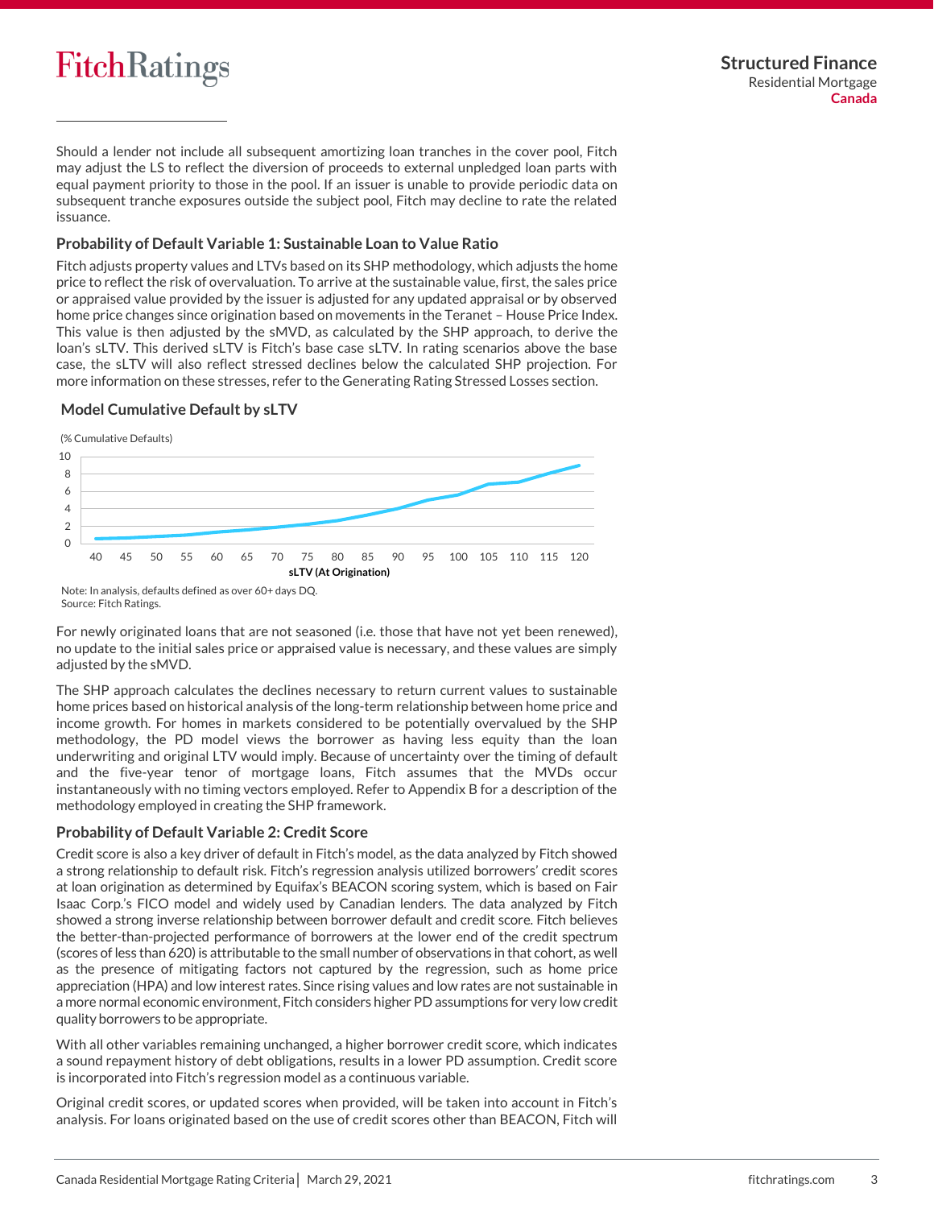Should a lender not include all subsequent amortizing loan tranches in the cover pool, Fitch may adjust the LS to reflect the diversion of proceeds to external unpledged loan parts with equal payment priority to those in the pool. If an issuer is unable to provide periodic data on subsequent tranche exposures outside the subject pool, Fitch may decline to rate the related issuance.

### Probability of Default Variable 1: Sustainable Loan to Value Ratio

Fitch adjusts property values and LTVs based on its SHP methodology, which adjusts the home price to reflect the risk of overvaluation. To arrive at the sustainable value, first, the sales price or appraised value provided by the issuer is adjusted for any updated appraisal or by observed home price changes since origination based on movements in the Teranet – House Price Index. This value is then adjusted by the sMVD, as calculated by the SHP approach, to derive the loan's sLTV. This derived sLTV is Fitch's base case sLTV. In rating scenarios above the base case, the sLTV will also reflect stressed declines below the calculated SHP projection. For more information on these stresses, refer to the Generating Rating Stressed Losses section.

**Model Cumulative Default by sLTV**

(% Cumulative Defaults)

sLTV (At Origination)

Note: In analysis, defaults defined as over 60+ days DQ.
Source: Fitch Ratings.

For newly originated loans that are not seasoned (i.e. those that have not yet been renewed), no update to the initial sales price or appraised value is necessary, and these values are simply adjusted by the sMVD.

The SHP approach calculates the declines necessary to return current values to sustainable home prices based on historical analysis of the long-term relationship between home price and income growth. For homes in markets considered to be potentially overvalued by the SHP methodology, the PD model views the borrower as having less equity than the loan underwriting and original LTV would imply. Because of uncertainty over the timing of default and the five-year tenor of mortgage loans, Fitch assumes that the MVDs occur instantaneously with no timing vectors employed. Refer to Appendix B for a description of the methodology employed in creating the SHP framework.

### Probability of Default Variable 2: Credit Score

Credit score is also a key driver of default in Fitch's model, as the data analyzed by Fitch showed a strong relationship to default risk. Fitch's regression analysis utilized borrowers' credit scores at loan origination as determined by Equifax's BEACON scoring system, which is based on Fair Isaac Corp.'s FICO model and widely used by Canadian lenders. The data analyzed by Fitch showed a strong inverse relationship between borrower default and credit score. Fitch believes the better-than-projected performance of borrowers at the lower end of the credit spectrum (scores of less than 620) is attributable to the small number of observations in that cohort, as well as the presence of mitigating factors not captured by the regression, such as home price appreciation (HPA) and low interest rates. Since rising values and low rates are not sustainable in a more normal economic environment, Fitch considers higher PD assumptions for very low credit quality borrowers to be appropriate.

With all other variables remaining unchanged, a higher borrower credit score, which indicates a sound repayment history of debt obligations, results in a lower PD assumption. Credit score is incorporated into Fitch's regression model as a continuous variable.

Original credit scores, or updated scores when provided, will be taken into account in Fitch's analysis. For loans originated based on the use of credit scores other than BEACON, Fitch will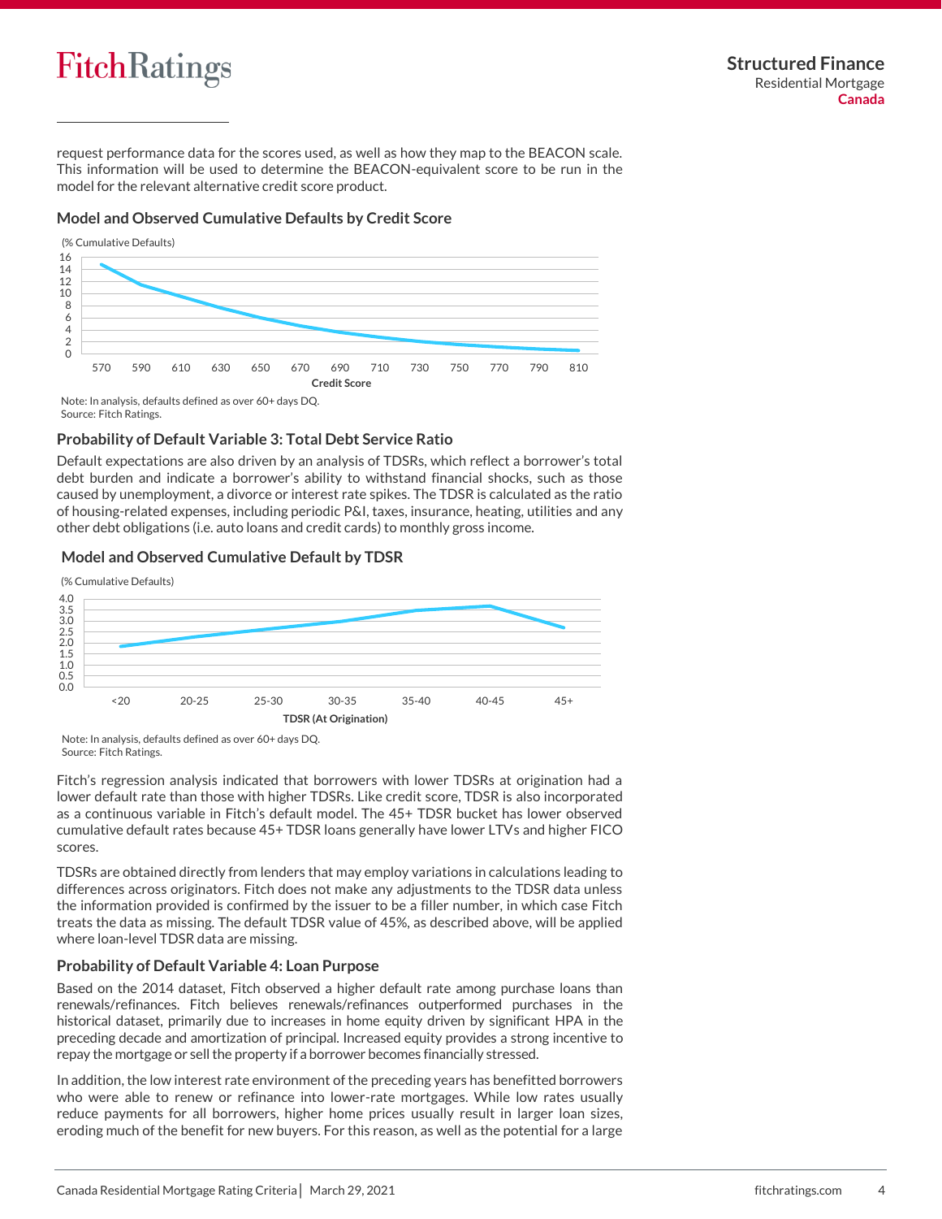request performance data for the scores used, as well as how they map to the BEACON scale. This information will be used to determine the BEACON-equivalent score to be run in the model for the relevant alternative credit score product.

### Model and Observed Cumulative Defaults by Credit Score

(% Cumulative Defaults)

Note: In analysis, defaults defined as over 60+ days DQ.
Source: Fitch Ratings.

### Probability of Default Variable 3: Total Debt Service Ratio

Default expectations are also driven by an analysis of TDSRs, which reflect a borrower's total debt burden and indicate a borrower's ability to withstand financial shocks, such as those caused by unemployment, a divorce or interest rate spikes. The TDSR is calculated as the ratio of housing-related expenses, including periodic P&I, taxes, insurance, heating, utilities and any other debt obligations (i.e. auto loans and credit cards) to monthly gross income.

### Model and Observed Cumulative Default by TDSR

(% Cumulative Defaults)

Note: In analysis, defaults defined as over 60+ days DQ.
Source: Fitch Ratings.

Fitch's regression analysis indicated that borrowers with lower TDSRs at origination had a lower default rate than those with higher TDSRs. Like credit score, TDSR is also incorporated as a continuous variable in Fitch's default model. The 45+ TDSR bucket has lower observed cumulative default rates because 45+ TDSR loans generally have lower LTVs and higher FICO scores.

TDSRs are obtained directly from lenders that may employ variations in calculations leading to differences across originators. Fitch does not make any adjustments to the TDSR data unless the information provided is confirmed by the issuer to be a filler number, in which case Fitch treats the data as missing. The default TDSR value of 45%, as described above, will be applied where loan-level TDSR data are missing.

### Probability of Default Variable 4: Loan Purpose

Based on the 2014 dataset, Fitch observed a higher default rate among purchase loans than renewals/refinances. Fitch believes renewals/refinances outperformed purchases in the historical dataset, primarily due to increases in home equity driven by significant HPA in the preceding decade and amortization of principal. Increased equity provides a strong incentive to repay the mortgage or sell the property if a borrower becomes financially stressed.

In addition, the low interest rate environment of the preceding years has benefitted borrowers who were able to renew or refinance into lower-rate mortgages. While low rates usually reduce payments for all borrowers, higher home prices usually result in larger loan sizes, eroding much of the benefit for new buyers. For this reason, as well as the potential for a large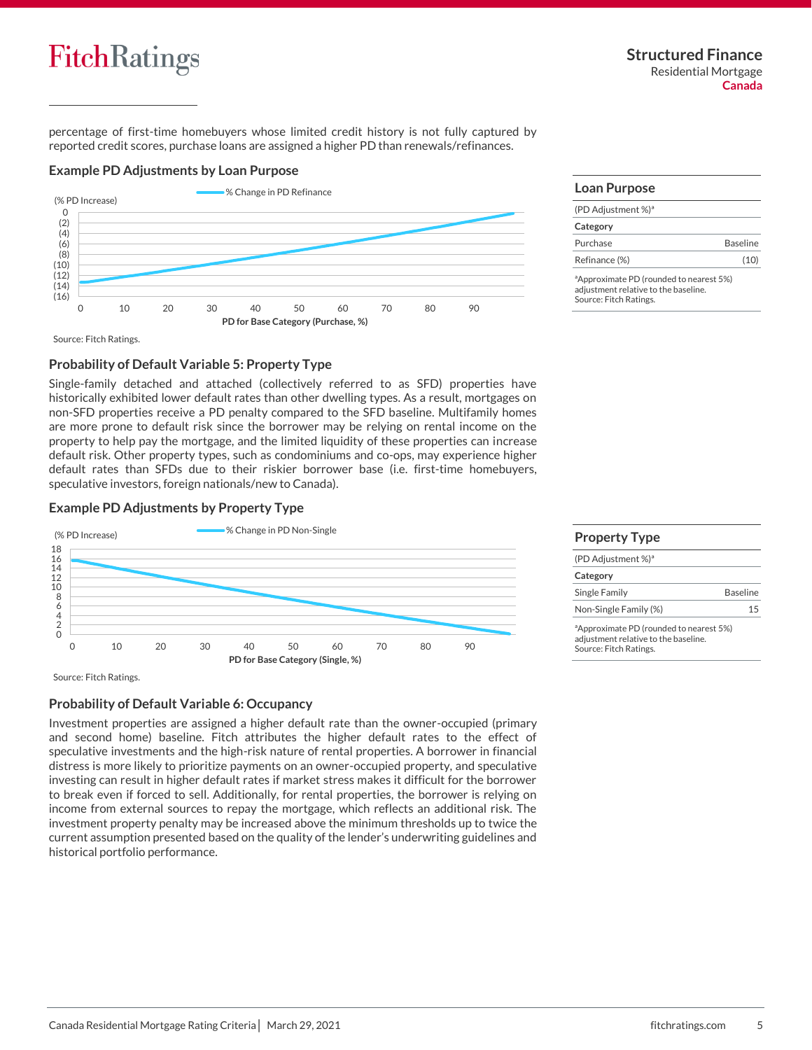percentage of first-time homebuyers whose limited credit history is not fully captured by reported credit scores, purchase loans are assigned a higher PD than renewals/refinances.

### Example PD Adjustments by Loan Purpose

(% PD Increase)

% Change in PD Refinance

PD for Base Category (Purchase, %)

Source: Fitch Ratings.

## Loan Purpose

(PD Adjustment %)[a]

| Category | |
|---|---|
| Purchase | Baseline |
| Refinance (%) | (10) |

[a]Approximate PD (rounded to nearest 5%) adjustment relative to the baseline.
Source: Fitch Ratings.

### Probability of Default Variable 5: Property Type

Single-family detached and attached (collectively referred to as SFD) properties have historically exhibited lower default rates than other dwelling types. As a result, mortgages on non-SFD properties receive a PD penalty compared to the SFD baseline. Multifamily homes are more prone to default risk since the borrower may be relying on rental income on the property to help pay the mortgage, and the limited liquidity of these properties can increase default risk. Other property types, such as condominiums and co-ops, may experience higher default rates than SFDs due to their riskier borrower base (i.e. first-time homebuyers, speculative investors, foreign nationals/new to Canada).

### Example PD Adjustments by Property Type

(% PD Increase)

% Change in PD Non-Single

PD for Base Category (Single, %)

Source: Fitch Ratings.

## Property Type

(PD Adjustment %)[a]

| Category | |
|---|---|
| Single Family | Baseline |
| Non-Single Family (%) | 15 |

[a]Approximate PD (rounded to nearest 5%) adjustment relative to the baseline.
Source: Fitch Ratings.

### Probability of Default Variable 6: Occupancy

Investment properties are assigned a higher default rate than the owner-occupied (primary and second home) baseline. Fitch attributes the higher default rates to the effect of speculative investments and the high-risk nature of rental properties. A borrower in financial distress is more likely to prioritize payments on an owner-occupied property, and speculative investing can result in higher default rates if market stress makes it difficult for the borrower to break even if forced to sell. Additionally, for rental properties, the borrower is relying on income from external sources to repay the mortgage, which reflects an additional risk. The investment property penalty may be increased above the minimum thresholds up to twice the current assumption presented based on the quality of the lender's underwriting guidelines and historical portfolio performance.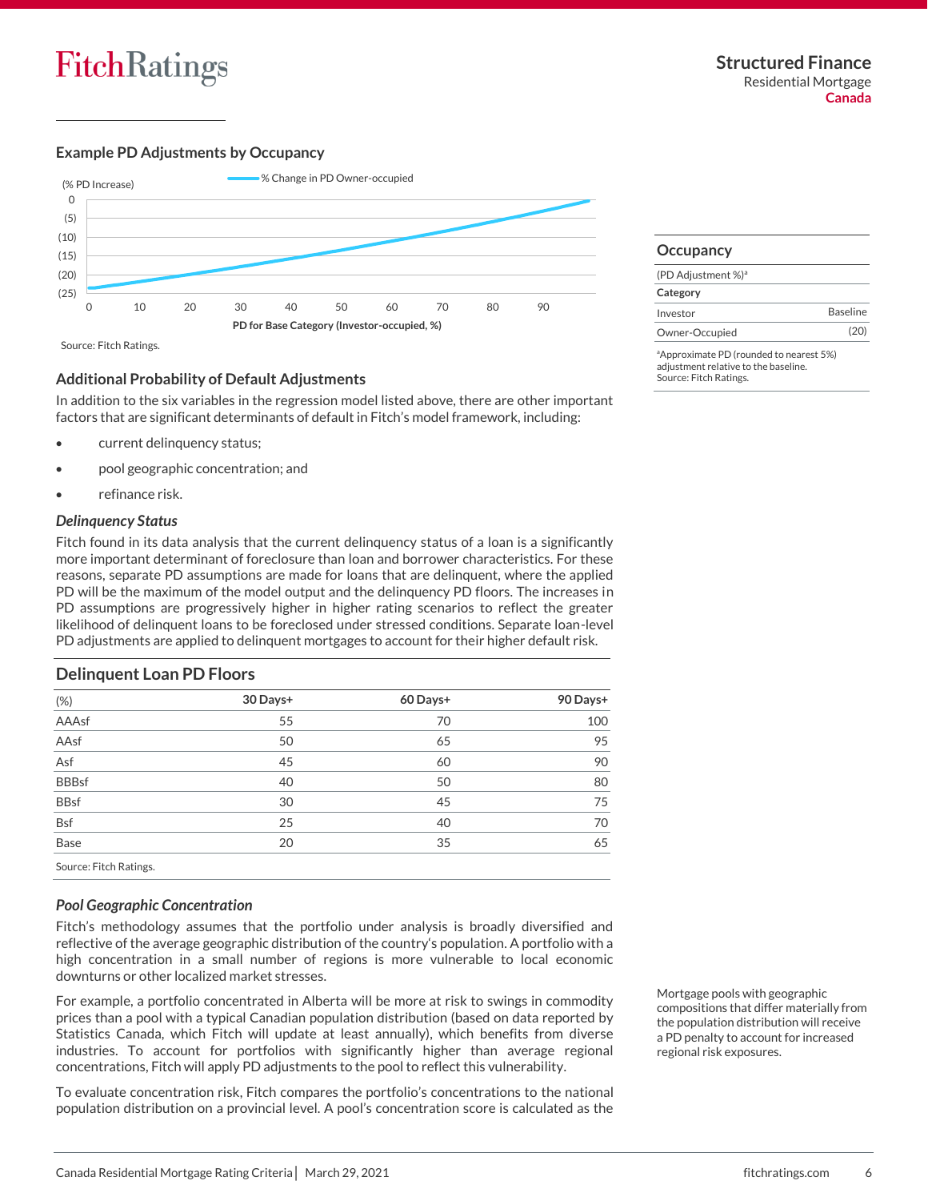### Example PD Adjustments by Occupancy

(% PD Increase)

% Change in PD Owner-occupied

PD for Base Category (Investor-occupied, %)

Source: Fitch Ratings.

### Occupancy

| (PD Adjustment %)[a] | |
|---|---|
| **Category** | |
| Investor | Baseline |
| Owner-Occupied | (20) |

[a]Approximate PD (rounded to nearest 5%) adjustment relative to the baseline.
Source: Fitch Ratings.

### Additional Probability of Default Adjustments

In addition to the six variables in the regression model listed above, there are other important factors that are significant determinants of default in Fitch's model framework, including:

- current delinquency status;
- pool geographic concentration; and
- refinance risk.

#### *Delinquency Status*

Fitch found in its data analysis that the current delinquency status of a loan is a significantly more important determinant of foreclosure than loan and borrower characteristics. For these reasons, separate PD assumptions are made for loans that are delinquent, where the applied PD will be the maximum of the model output and the delinquency PD floors. The increases in PD assumptions are progressively higher in higher rating scenarios to reflect the greater likelihood of delinquent loans to be foreclosed under stressed conditions. Separate loan-level PD adjustments are applied to delinquent mortgages to account for their higher default risk.

### Delinquent Loan PD Floors

| (%) | 30 Days+ | 60 Days+ | 90 Days+ |
|---|---|---|---|
| AAAsf | 55 | 70 | 100 |
| AAsf | 50 | 65 | 95 |
| Asf | 45 | 60 | 90 |
| BBBsf | 40 | 50 | 80 |
| BBsf | 30 | 45 | 75 |
| Bsf | 25 | 40 | 70 |
| Base | 20 | 35 | 65 |

Source: Fitch Ratings.

#### *Pool Geographic Concentration*

Fitch's methodology assumes that the portfolio under analysis is broadly diversified and reflective of the average geographic distribution of the country's population. A portfolio with a high concentration in a small number of regions is more vulnerable to local economic downturns or other localized market stresses.

For example, a portfolio concentrated in Alberta will be more at risk to swings in commodity prices than a pool with a typical Canadian population distribution (based on data reported by Statistics Canada, which Fitch will update at least annually), which benefits from diverse industries. To account for portfolios with significantly higher than average regional concentrations, Fitch will apply PD adjustments to the pool to reflect this vulnerability.

Mortgage pools with geographic compositions that differ materially from the population distribution will receive a PD penalty to account for increased regional risk exposures.

To evaluate concentration risk, Fitch compares the portfolio's concentrations to the national population distribution on a provincial level. A pool's concentration score is calculated as the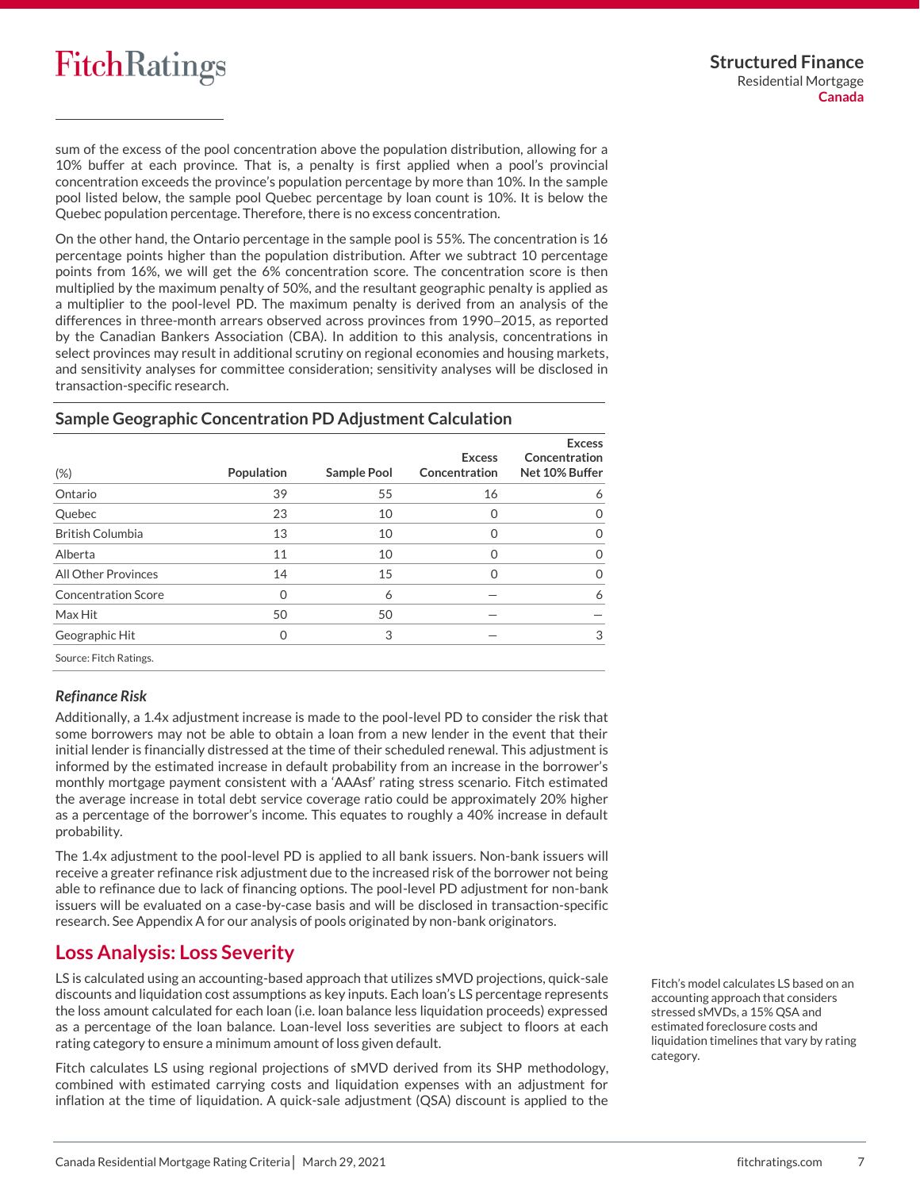sum of the excess of the pool concentration above the population distribution, allowing for a 10% buffer at each province. That is, a penalty is first applied when a pool's provincial concentration exceeds the province's population percentage by more than 10%. In the sample pool listed below, the sample pool Quebec percentage by loan count is 10%. It is below the Quebec population percentage. Therefore, there is no excess concentration.

On the other hand, the Ontario percentage in the sample pool is 55%. The concentration is 16 percentage points higher than the population distribution. After we subtract 10 percentage points from 16%, we will get the 6% concentration score. The concentration score is then multiplied by the maximum penalty of 50%, and the resultant geographic penalty is applied as a multiplier to the pool-level PD. The maximum penalty is derived from an analysis of the differences in three-month arrears observed across provinces from 1990–2015, as reported by the Canadian Bankers Association (CBA). In addition to this analysis, concentrations in select provinces may result in additional scrutiny on regional economies and housing markets, and sensitivity analyses for committee consideration; sensitivity analyses will be disclosed in transaction-specific research.

### Sample Geographic Concentration PD Adjustment Calculation

| (%) | Population | Sample Pool | Excess Concentration | Excess Concentration Net 10% Buffer |
|---|---|---|---|---|
| Ontario | 39 | 55 | 16 | 6 |
| Quebec | 23 | 10 | 0 | 0 |
| British Columbia | 13 | 10 | 0 | 0 |
| Alberta | 11 | 10 | 0 | 0 |
| All Other Provinces | 14 | 15 | 0 | 0 |
| Concentration Score | 0 | 6 | — | 6 |
| Max Hit | 50 | 50 | — | — |
| Geographic Hit | 0 | 3 | — | 3 |

Source: Fitch Ratings.

#### *Refinance Risk*

Additionally, a 1.4x adjustment increase is made to the pool-level PD to consider the risk that some borrowers may not be able to obtain a loan from a new lender in the event that their initial lender is financially distressed at the time of their scheduled renewal. This adjustment is informed by the estimated increase in default probability from an increase in the borrower's monthly mortgage payment consistent with a 'AAAsf' rating stress scenario. Fitch estimated the average increase in total debt service coverage ratio could be approximately 20% higher as a percentage of the borrower's income. This equates to roughly a 40% increase in default probability.

The 1.4x adjustment to the pool-level PD is applied to all bank issuers. Non-bank issuers will receive a greater refinance risk adjustment due to the increased risk of the borrower not being able to refinance due to lack of financing options. The pool-level PD adjustment for non-bank issuers will be evaluated on a case-by-case basis and will be disclosed in transaction-specific research. See Appendix A for our analysis of pools originated by non-bank originators.

## Loss Analysis: Loss Severity

LS is calculated using an accounting-based approach that utilizes sMVD projections, quick-sale discounts and liquidation cost assumptions as key inputs. Each loan's LS percentage represents the loss amount calculated for each loan (i.e. loan balance less liquidation proceeds) expressed as a percentage of the loan balance. Loan-level loss severities are subject to floors at each rating category to ensure a minimum amount of loss given default.

Fitch's model calculates LS based on an accounting approach that considers stressed sMVDs, a 15% QSA and estimated foreclosure costs and liquidation timelines that vary by rating category.

Fitch calculates LS using regional projections of sMVD derived from its SHP methodology, combined with estimated carrying costs and liquidation expenses with an adjustment for inflation at the time of liquidation. A quick-sale adjustment (QSA) discount is applied to the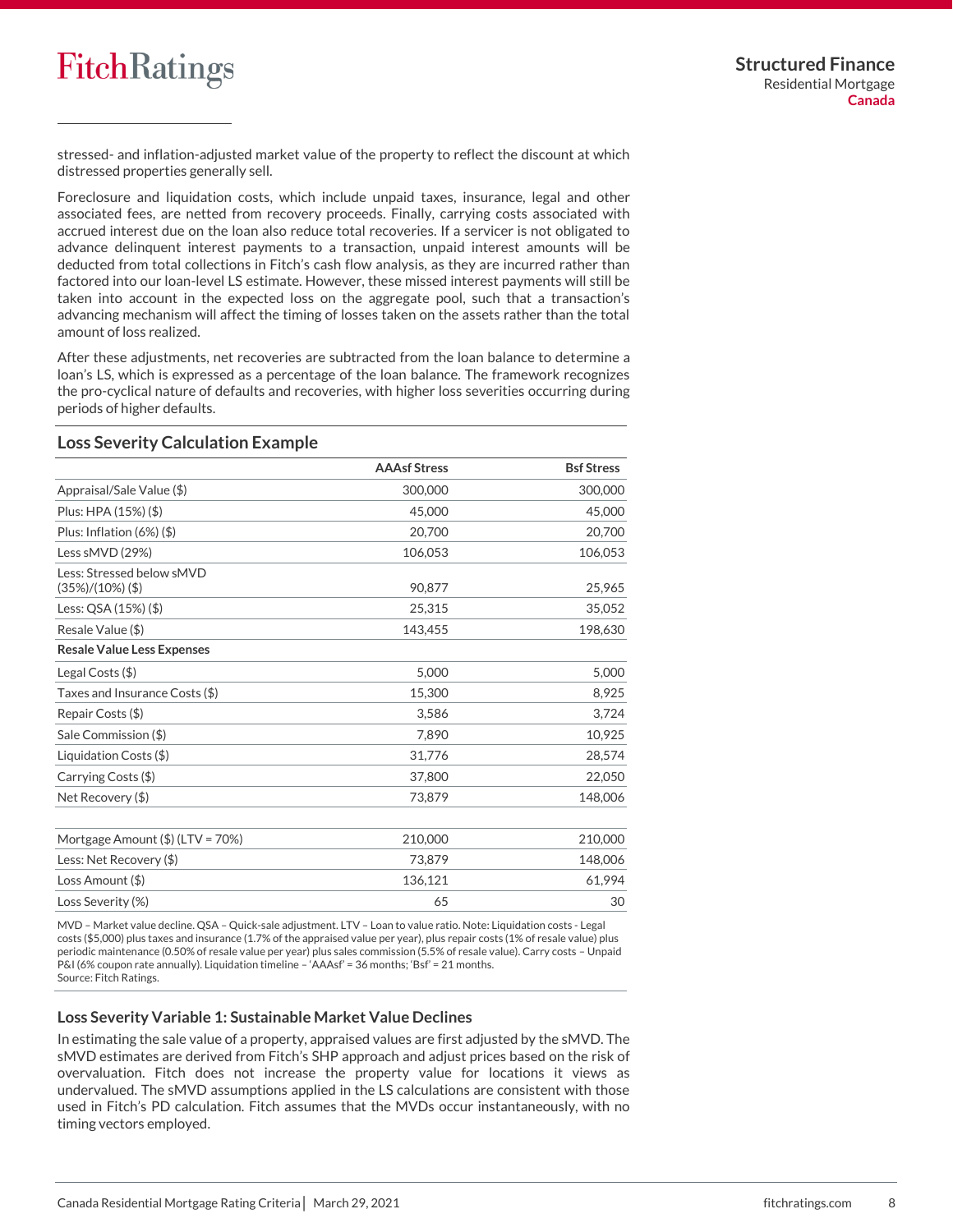stressed- and inflation-adjusted market value of the property to reflect the discount at which distressed properties generally sell.

Foreclosure and liquidation costs, which include unpaid taxes, insurance, legal and other associated fees, are netted from recovery proceeds. Finally, carrying costs associated with accrued interest due on the loan also reduce total recoveries. If a servicer is not obligated to advance delinquent interest payments to a transaction, unpaid interest amounts will be deducted from total collections in Fitch's cash flow analysis, as they are incurred rather than factored into our loan-level LS estimate. However, these missed interest payments will still be taken into account in the expected loss on the aggregate pool, such that a transaction's advancing mechanism will affect the timing of losses taken on the assets rather than the total amount of loss realized.

After these adjustments, net recoveries are subtracted from the loan balance to determine a loan's LS, which is expressed as a percentage of the loan balance. The framework recognizes the pro-cyclical nature of defaults and recoveries, with higher loss severities occurring during periods of higher defaults.

### Loss Severity Calculation Example

| | AAAsf Stress | Bsf Stress |
|---|---|---|
| Appraisal/Sale Value ($) | 300,000 | 300,000 |
| Plus: HPA (15%) ($) | 45,000 | 45,000 |
| Plus: Inflation (6%) ($) | 20,700 | 20,700 |
| Less sMVD (29%) | 106,053 | 106,053 |
| Less: Stressed below sMVD (35%)/(10%) ($) | 90,877 | 25,965 |
| Less: QSA (15%) ($) | 25,315 | 35,052 |
| Resale Value ($) | 143,455 | 198,630 |
| **Resale Value Less Expenses** | | |
| Legal Costs ($) | 5,000 | 5,000 |
| Taxes and Insurance Costs ($) | 15,300 | 8,925 |
| Repair Costs ($) | 3,586 | 3,724 |
| Sale Commission ($) | 7,890 | 10,925 |
| Liquidation Costs ($) | 31,776 | 28,574 |
| Carrying Costs ($) | 37,800 | 22,050 |
| Net Recovery ($) | 73,879 | 148,006 |
| | | |
| Mortgage Amount ($) (LTV = 70%) | 210,000 | 210,000 |
| Less: Net Recovery ($) | 73,879 | 148,006 |
| Loss Amount ($) | 136,121 | 61,994 |
| Loss Severity (%) | 65 | 30 |

MVD – Market value decline. QSA – Quick-sale adjustment. LTV – Loan to value ratio. Note: Liquidation costs - Legal costs ($5,000) plus taxes and insurance (1.7% of the appraised value per year), plus repair costs (1% of resale value) plus periodic maintenance (0.50% of resale value per year) plus sales commission (5.5% of resale value). Carry costs – Unpaid P&I (6% coupon rate annually). Liquidation timeline – 'AAAsf' = 36 months; 'Bsf' = 21 months.
Source: Fitch Ratings.

### Loss Severity Variable 1: Sustainable Market Value Declines

In estimating the sale value of a property, appraised values are first adjusted by the sMVD. The sMVD estimates are derived from Fitch's SHP approach and adjust prices based on the risk of overvaluation. Fitch does not increase the property value for locations it views as undervalued. The sMVD assumptions applied in the LS calculations are consistent with those used in Fitch's PD calculation. Fitch assumes that the MVDs occur instantaneously, with no timing vectors employed.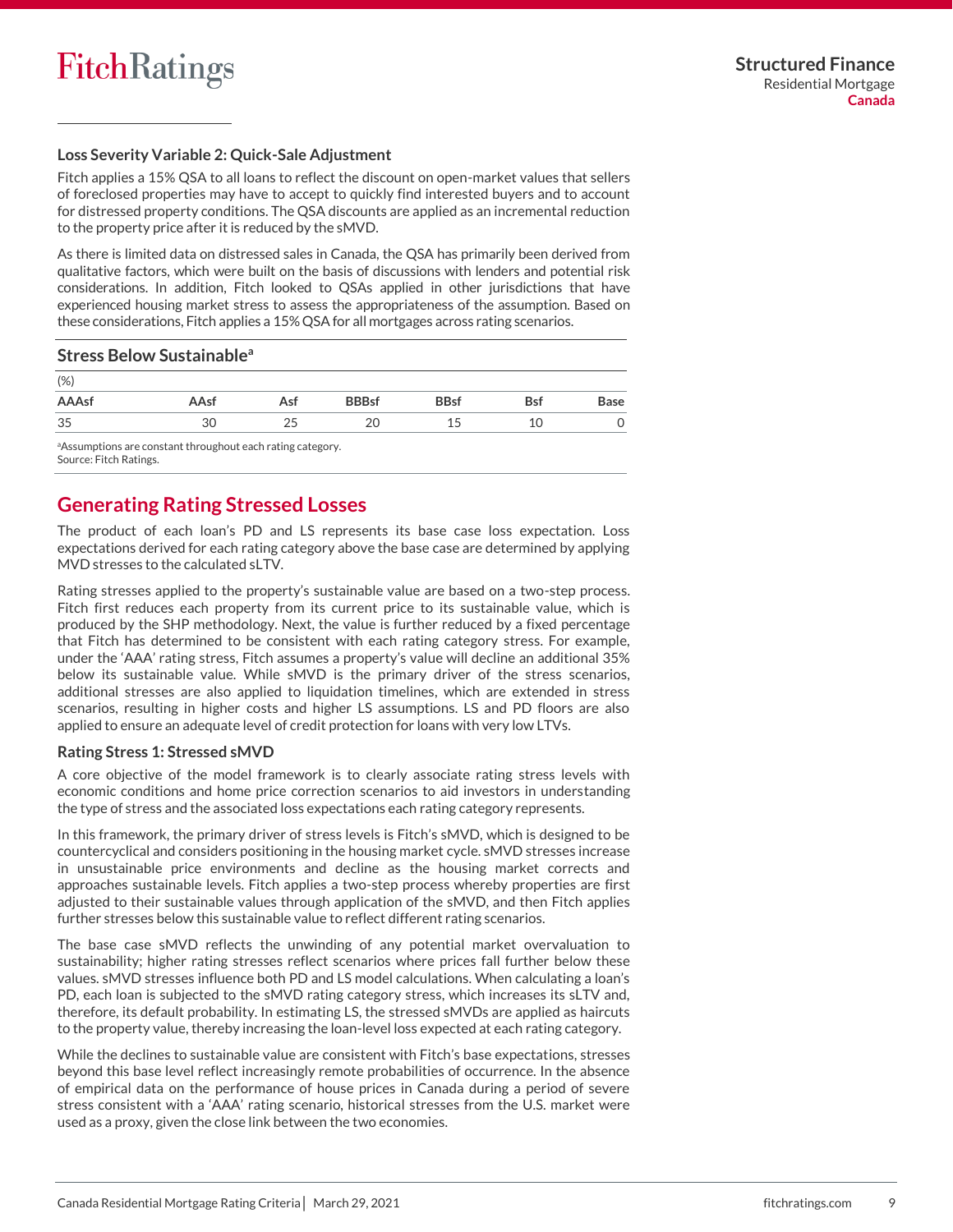### Loss Severity Variable 2: Quick-Sale Adjustment

Fitch applies a 15% QSA to all loans to reflect the discount on open-market values that sellers of foreclosed properties may have to accept to quickly find interested buyers and to account for distressed property conditions. The QSA discounts are applied as an incremental reduction to the property price after it is reduced by the sMVD.

As there is limited data on distressed sales in Canada, the QSA has primarily been derived from qualitative factors, which were built on the basis of discussions with lenders and potential risk considerations. In addition, Fitch looked to QSAs applied in other jurisdictions that have experienced housing market stress to assess the appropriateness of the assumption. Based on these considerations, Fitch applies a 15% QSA for all mortgages across rating scenarios.

**Stress Below Sustainable[a]**

(%)

| AAAsf | AAsf | Asf | BBBsf | BBsf | Bsf | Base |
|---|---|---|---|---|---|---|
| 35 | 30 | 25 | 20 | 15 | 10 | 0 |

[a]Assumptions are constant throughout each rating category.
Source: Fitch Ratings.

## Generating Rating Stressed Losses

The product of each loan's PD and LS represents its base case loss expectation. Loss expectations derived for each rating category above the base case are determined by applying MVD stresses to the calculated sLTV.

Rating stresses applied to the property's sustainable value are based on a two-step process. Fitch first reduces each property from its current price to its sustainable value, which is produced by the SHP methodology. Next, the value is further reduced by a fixed percentage that Fitch has determined to be consistent with each rating category stress. For example, under the 'AAA' rating stress, Fitch assumes a property's value will decline an additional 35% below its sustainable value. While sMVD is the primary driver of the stress scenarios, additional stresses are also applied to liquidation timelines, which are extended in stress scenarios, resulting in higher costs and higher LS assumptions. LS and PD floors are also applied to ensure an adequate level of credit protection for loans with very low LTVs.

### Rating Stress 1: Stressed sMVD

A core objective of the model framework is to clearly associate rating stress levels with economic conditions and home price correction scenarios to aid investors in understanding the type of stress and the associated loss expectations each rating category represents.

In this framework, the primary driver of stress levels is Fitch's sMVD, which is designed to be countercyclical and considers positioning in the housing market cycle. sMVD stresses increase in unsustainable price environments and decline as the housing market corrects and approaches sustainable levels. Fitch applies a two-step process whereby properties are first adjusted to their sustainable values through application of the sMVD, and then Fitch applies further stresses below this sustainable value to reflect different rating scenarios.

The base case sMVD reflects the unwinding of any potential market overvaluation to sustainability; higher rating stresses reflect scenarios where prices fall further below these values. sMVD stresses influence both PD and LS model calculations. When calculating a loan's PD, each loan is subjected to the sMVD rating category stress, which increases its sLTV and, therefore, its default probability. In estimating LS, the stressed sMVDs are applied as haircuts to the property value, thereby increasing the loan-level loss expected at each rating category.

While the declines to sustainable value are consistent with Fitch's base expectations, stresses beyond this base level reflect increasingly remote probabilities of occurrence. In the absence of empirical data on the performance of house prices in Canada during a period of severe stress consistent with a 'AAA' rating scenario, historical stresses from the U.S. market were used as a proxy, given the close link between the two economies.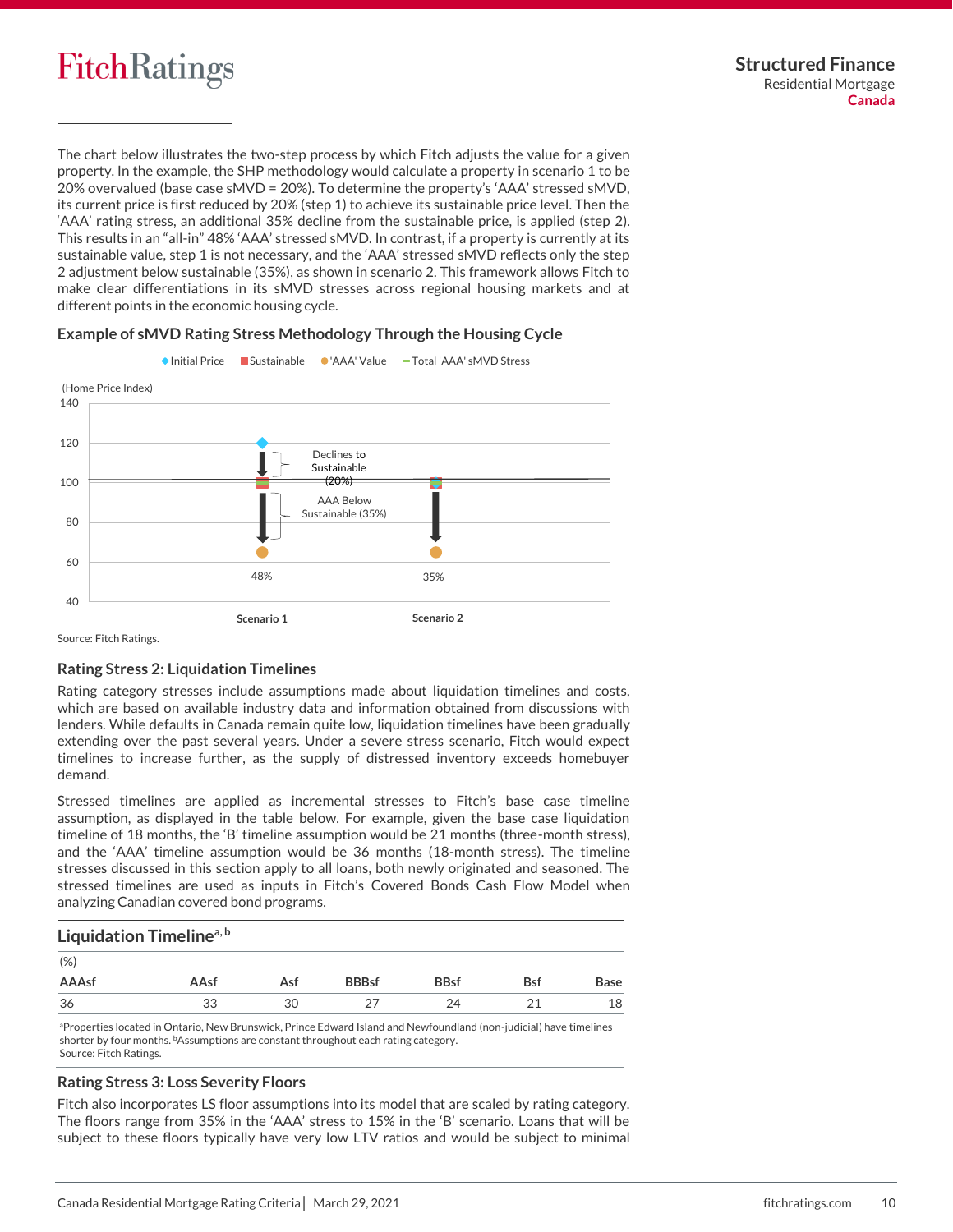The chart below illustrates the two-step process by which Fitch adjusts the value for a given property. In the example, the SHP methodology would calculate a property in scenario 1 to be 20% overvalued (base case sMVD = 20%). To determine the property's 'AAA' stressed sMVD, its current price is first reduced by 20% (step 1) to achieve its sustainable price level. Then the 'AAA' rating stress, an additional 35% decline from the sustainable price, is applied (step 2). This results in an "all-in" 48% 'AAA' stressed sMVD. In contrast, if a property is currently at its sustainable value, step 1 is not necessary, and the 'AAA' stressed sMVD reflects only the step 2 adjustment below sustainable (35%), as shown in scenario 2. This framework allows Fitch to make clear differentiations in its sMVD stresses across regional housing markets and at different points in the economic housing cycle.

### Example of sMVD Rating Stress Methodology Through the Housing Cycle

Initial Price | Sustainable | 'AAA' Value | Total 'AAA' sMVD Stress

(Home Price Index)

Declines to Sustainable (20%)

AAA Below Sustainable (35%)

Scenario 1: 48%

Scenario 2: 35%

Source: Fitch Ratings.

### Rating Stress 2: Liquidation Timelines

Rating category stresses include assumptions made about liquidation timelines and costs, which are based on available industry data and information obtained from discussions with lenders. While defaults in Canada remain quite low, liquidation timelines have been gradually extending over the past several years. Under a severe stress scenario, Fitch would expect timelines to increase further, as the supply of distressed inventory exceeds homebuyer demand.

Stressed timelines are applied as incremental stresses to Fitch's base case timeline assumption, as displayed in the table below. For example, given the base case liquidation timeline of 18 months, the 'B' timeline assumption would be 21 months (three-month stress), and the 'AAA' timeline assumption would be 36 months (18-month stress). The timeline stresses discussed in this section apply to all loans, both newly originated and seasoned. The stressed timelines are used as inputs in Fitch's Covered Bonds Cash Flow Model when analyzing Canadian covered bond programs.

### Liquidation Timeline[a, b]

(%)

| AAAsf | AAsf | Asf | BBBsf | BBsf | Bsf | Base |
|---|---|---|---|---|---|---|
| 36 | 33 | 30 | 27 | 24 | 21 | 18 |

[a]Properties located in Ontario, New Brunswick, Prince Edward Island and Newfoundland (non-judicial) have timelines shorter by four months. [b]Assumptions are constant throughout each rating category.
Source: Fitch Ratings.

### Rating Stress 3: Loss Severity Floors

Fitch also incorporates LS floor assumptions into its model that are scaled by rating category. The floors range from 35% in the 'AAA' stress to 15% in the 'B' scenario. Loans that will be subject to these floors typically have very low LTV ratios and would be subject to minimal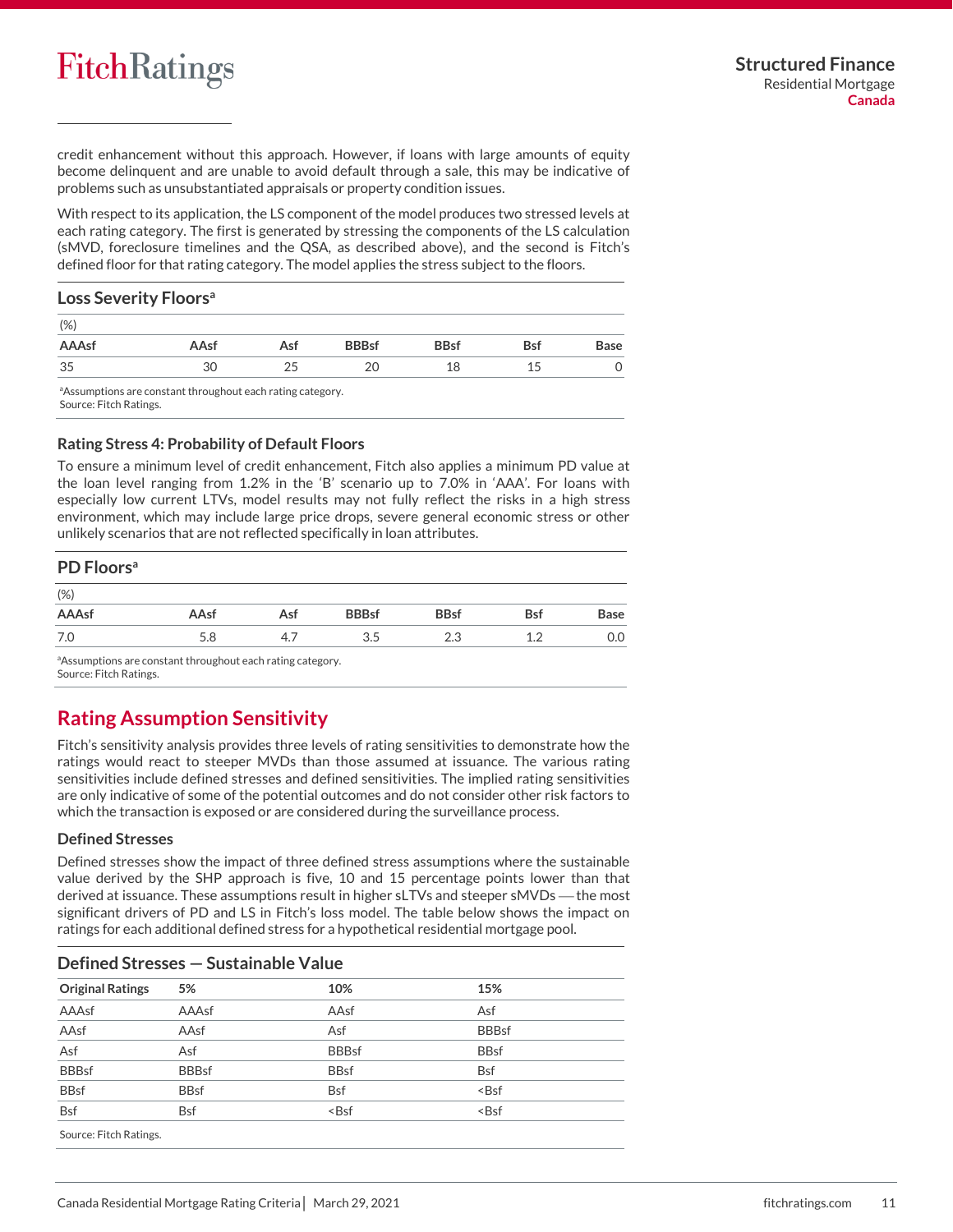credit enhancement without this approach. However, if loans with large amounts of equity become delinquent and are unable to avoid default through a sale, this may be indicative of problems such as unsubstantiated appraisals or property condition issues.

With respect to its application, the LS component of the model produces two stressed levels at each rating category. The first is generated by stressing the components of the LS calculation (sMVD, foreclosure timelines and the QSA, as described above), and the second is Fitch's defined floor for that rating category. The model applies the stress subject to the floors.

### Loss Severity Floors[a]

(%)

| AAAsf | AAsf | Asf | BBBsf | BBsf | Bsf | Base |
|---|---|---|---|---|---|---|
| 35 | 30 | 25 | 20 | 18 | 15 | 0 |

[a]Assumptions are constant throughout each rating category.
Source: Fitch Ratings.

### Rating Stress 4: Probability of Default Floors

To ensure a minimum level of credit enhancement, Fitch also applies a minimum PD value at the loan level ranging from 1.2% in the 'B' scenario up to 7.0% in 'AAA'. For loans with especially low current LTVs, model results may not fully reflect the risks in a high stress environment, which may include large price drops, severe general economic stress or other unlikely scenarios that are not reflected specifically in loan attributes.

### PD Floors[a]

(%)

| AAAsf | AAsf | Asf | BBBsf | BBsf | Bsf | Base |
|---|---|---|---|---|---|---|
| 7.0 | 5.8 | 4.7 | 3.5 | 2.3 | 1.2 | 0.0 |

[a]Assumptions are constant throughout each rating category.
Source: Fitch Ratings.

## Rating Assumption Sensitivity

Fitch's sensitivity analysis provides three levels of rating sensitivities to demonstrate how the ratings would react to steeper MVDs than those assumed at issuance. The various rating sensitivities include defined stresses and defined sensitivities. The implied rating sensitivities are only indicative of some of the potential outcomes and do not consider other risk factors to which the transaction is exposed or are considered during the surveillance process.

### Defined Stresses

Defined stresses show the impact of three defined stress assumptions where the sustainable value derived by the SHP approach is five, 10 and 15 percentage points lower than that derived at issuance. These assumptions result in higher sLTVs and steeper sMVDs — the most significant drivers of PD and LS in Fitch's loss model. The table below shows the impact on ratings for each additional defined stress for a hypothetical residential mortgage pool.

### Defined Stresses — Sustainable Value

| Original Ratings | 5% | 10% | 15% |
|---|---|---|---|
| AAAsf | AAAsf | AAsf | Asf |
| AAsf | AAsf | Asf | BBBsf |
| Asf | Asf | BBBsf | BBsf |
| BBBsf | BBBsf | BBsf | Bsf |
| BBsf | BBsf | Bsf | <Bsf |
| Bsf | Bsf | <Bsf | <Bsf |

Source: Fitch Ratings.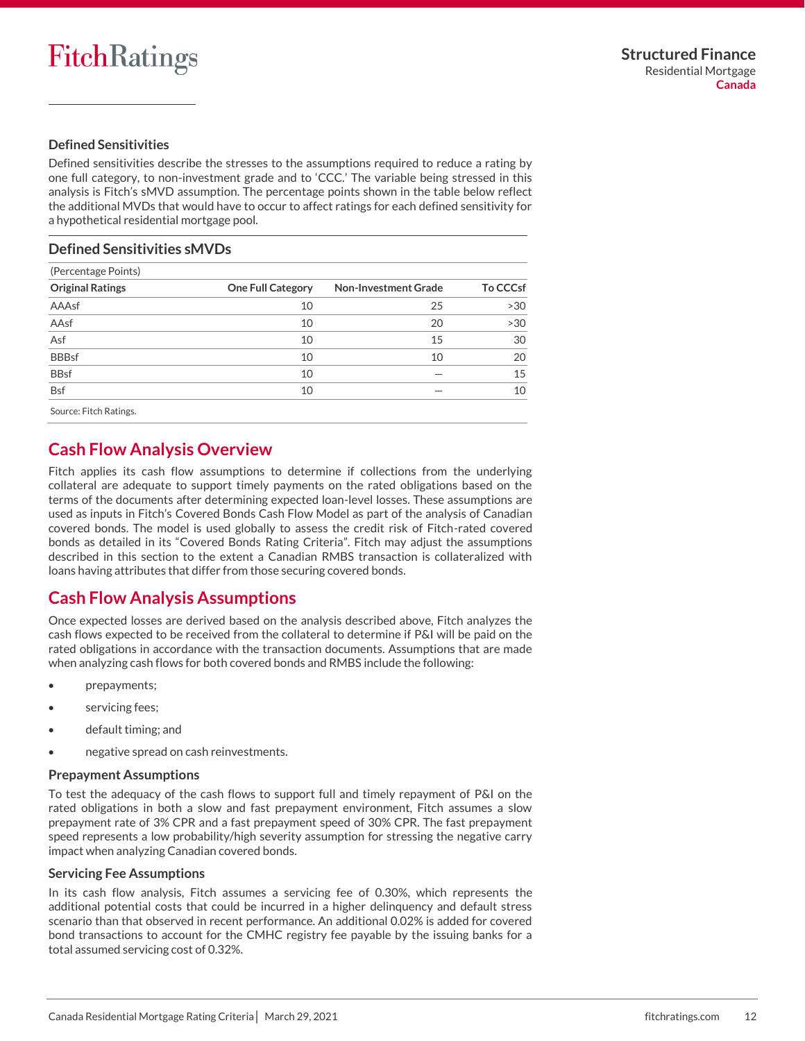### Defined Sensitivities

Defined sensitivities describe the stresses to the assumptions required to reduce a rating by one full category, to non-investment grade and to 'CCC.' The variable being stressed in this analysis is Fitch's sMVD assumption. The percentage points shown in the table below reflect the additional MVDs that would have to occur to affect ratings for each defined sensitivity for a hypothetical residential mortgage pool.

**Defined Sensitivities sMVDs**

(Percentage Points)

| Original Ratings | One Full Category | Non-Investment Grade | To CCCsf |
|---|---|---|---|
| AAAsf | 10 | 25 | >30 |
| AAsf | 10 | 20 | >30 |
| Asf | 10 | 15 | 30 |
| BBBsf | 10 | 10 | 20 |
| BBsf | 10 | — | 15 |
| Bsf | 10 | — | 10 |

Source: Fitch Ratings.

## Cash Flow Analysis Overview

Fitch applies its cash flow assumptions to determine if collections from the underlying collateral are adequate to support timely payments on the rated obligations based on the terms of the documents after determining expected loan-level losses. These assumptions are used as inputs in Fitch's Covered Bonds Cash Flow Model as part of the analysis of Canadian covered bonds. The model is used globally to assess the credit risk of Fitch-rated covered bonds as detailed in its "Covered Bonds Rating Criteria". Fitch may adjust the assumptions described in this section to the extent a Canadian RMBS transaction is collateralized with loans having attributes that differ from those securing covered bonds.

## Cash Flow Analysis Assumptions

Once expected losses are derived based on the analysis described above, Fitch analyzes the cash flows expected to be received from the collateral to determine if P&I will be paid on the rated obligations in accordance with the transaction documents. Assumptions that are made when analyzing cash flows for both covered bonds and RMBS include the following:

- prepayments;
- servicing fees;
- default timing; and
- negative spread on cash reinvestments.

### Prepayment Assumptions

To test the adequacy of the cash flows to support full and timely repayment of P&I on the rated obligations in both a slow and fast prepayment environment, Fitch assumes a slow prepayment rate of 3% CPR and a fast prepayment speed of 30% CPR. The fast prepayment speed represents a low probability/high severity assumption for stressing the negative carry impact when analyzing Canadian covered bonds.

### Servicing Fee Assumptions

In its cash flow analysis, Fitch assumes a servicing fee of 0.30%, which represents the additional potential costs that could be incurred in a higher delinquency and default stress scenario than that observed in recent performance. An additional 0.02% is added for covered bond transactions to account for the CMHC registry fee payable by the issuing banks for a total assumed servicing cost of 0.32%.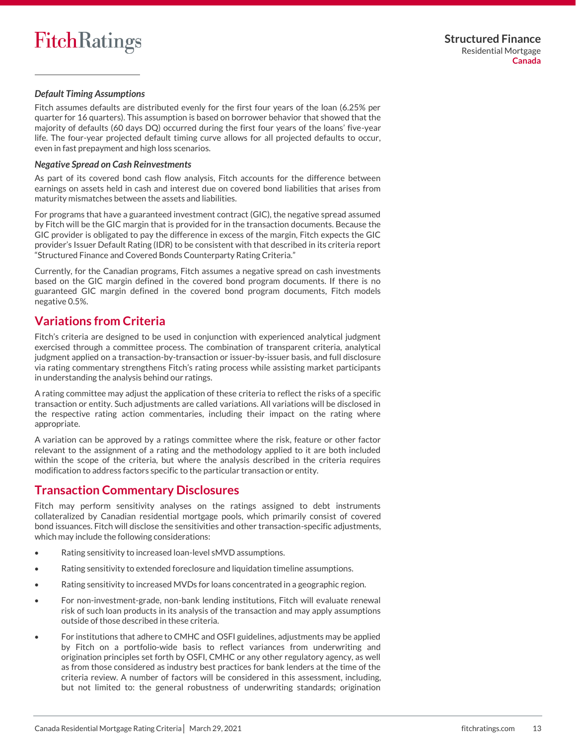#### *Default Timing Assumptions*

Fitch assumes defaults are distributed evenly for the first four years of the loan (6.25% per quarter for 16 quarters). This assumption is based on borrower behavior that showed that the majority of defaults (60 days DQ) occurred during the first four years of the loans' five-year life. The four-year projected default timing curve allows for all projected defaults to occur, even in fast prepayment and high loss scenarios.

#### *Negative Spread on Cash Reinvestments*

As part of its covered bond cash flow analysis, Fitch accounts for the difference between earnings on assets held in cash and interest due on covered bond liabilities that arises from maturity mismatches between the assets and liabilities.

For programs that have a guaranteed investment contract (GIC), the negative spread assumed by Fitch will be the GIC margin that is provided for in the transaction documents. Because the GIC provider is obligated to pay the difference in excess of the margin, Fitch expects the GIC provider's Issuer Default Rating (IDR) to be consistent with that described in its criteria report "Structured Finance and Covered Bonds Counterparty Rating Criteria."

Currently, for the Canadian programs, Fitch assumes a negative spread on cash investments based on the GIC margin defined in the covered bond program documents. If there is no guaranteed GIC margin defined in the covered bond program documents, Fitch models negative 0.5%.

## Variations from Criteria

Fitch's criteria are designed to be used in conjunction with experienced analytical judgment exercised through a committee process. The combination of transparent criteria, analytical judgment applied on a transaction-by-transaction or issuer-by-issuer basis, and full disclosure via rating commentary strengthens Fitch's rating process while assisting market participants in understanding the analysis behind our ratings.

A rating committee may adjust the application of these criteria to reflect the risks of a specific transaction or entity. Such adjustments are called variations. All variations will be disclosed in the respective rating action commentaries, including their impact on the rating where appropriate.

A variation can be approved by a ratings committee where the risk, feature or other factor relevant to the assignment of a rating and the methodology applied to it are both included within the scope of the criteria, but where the analysis described in the criteria requires modification to address factors specific to the particular transaction or entity.

## Transaction Commentary Disclosures

Fitch may perform sensitivity analyses on the ratings assigned to debt instruments collateralized by Canadian residential mortgage pools, which primarily consist of covered bond issuances. Fitch will disclose the sensitivities and other transaction-specific adjustments, which may include the following considerations:

- Rating sensitivity to increased loan-level sMVD assumptions.
- Rating sensitivity to extended foreclosure and liquidation timeline assumptions.
- Rating sensitivity to increased MVDs for loans concentrated in a geographic region.
- For non-investment-grade, non-bank lending institutions, Fitch will evaluate renewal risk of such loan products in its analysis of the transaction and may apply assumptions outside of those described in these criteria.
- For institutions that adhere to CMHC and OSFI guidelines, adjustments may be applied by Fitch on a portfolio-wide basis to reflect variances from underwriting and origination principles set forth by OSFI, CMHC or any other regulatory agency, as well as from those considered as industry best practices for bank lenders at the time of the criteria review. A number of factors will be considered in this assessment, including, but not limited to: the general robustness of underwriting standards; origination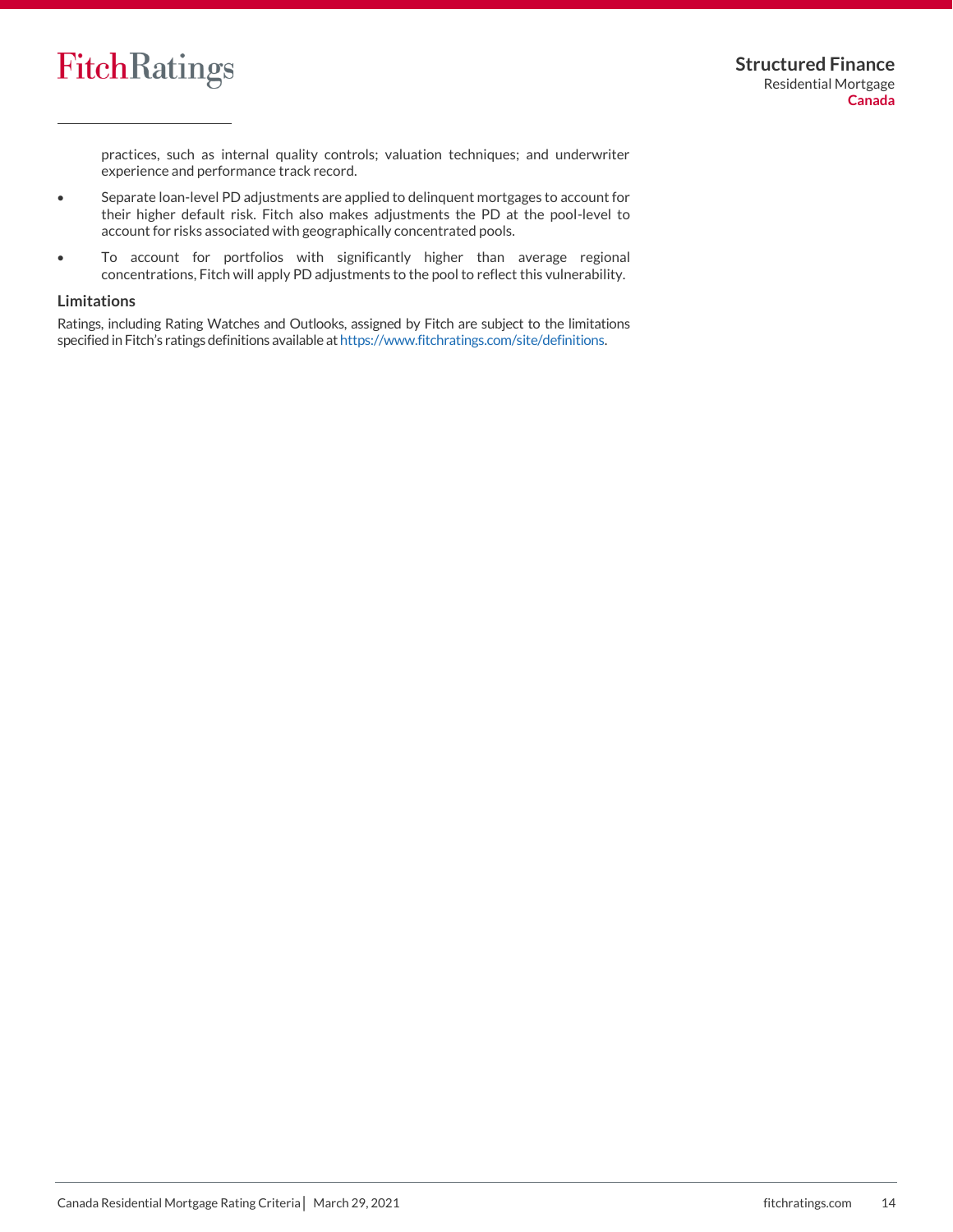practices, such as internal quality controls; valuation techniques; and underwriter experience and performance track record.

- Separate loan-level PD adjustments are applied to delinquent mortgages to account for their higher default risk. Fitch also makes adjustments the PD at the pool-level to account for risks associated with geographically concentrated pools.
- To account for portfolios with significantly higher than average regional concentrations, Fitch will apply PD adjustments to the pool to reflect this vulnerability.

### Limitations

Ratings, including Rating Watches and Outlooks, assigned by Fitch are subject to the limitations specified in Fitch's ratings definitions available at https://www.fitchratings.com/site/definitions.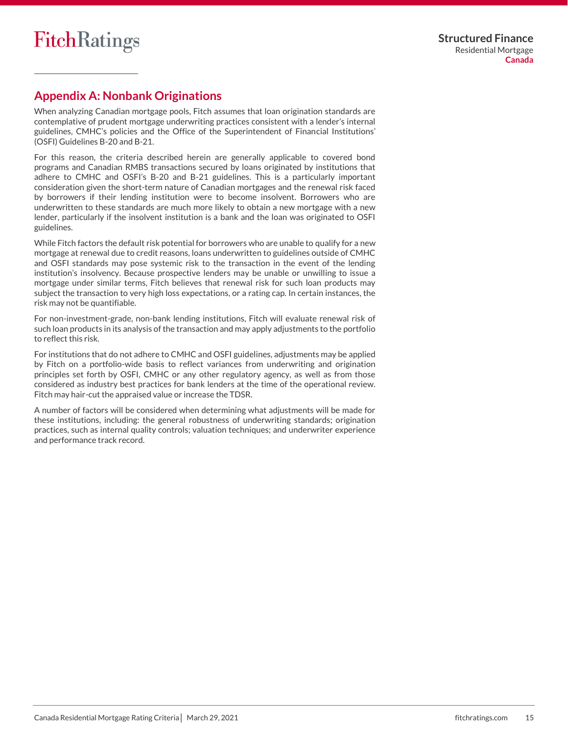## Appendix A: Nonbank Originations

When analyzing Canadian mortgage pools, Fitch assumes that loan origination standards are contemplative of prudent mortgage underwriting practices consistent with a lender's internal guidelines, CMHC's policies and the Office of the Superintendent of Financial Institutions' (OSFI) Guidelines B-20 and B-21.

For this reason, the criteria described herein are generally applicable to covered bond programs and Canadian RMBS transactions secured by loans originated by institutions that adhere to CMHC and OSFI's B-20 and B-21 guidelines. This is a particularly important consideration given the short-term nature of Canadian mortgages and the renewal risk faced by borrowers if their lending institution were to become insolvent. Borrowers who are underwritten to these standards are much more likely to obtain a new mortgage with a new lender, particularly if the insolvent institution is a bank and the loan was originated to OSFI guidelines.

While Fitch factors the default risk potential for borrowers who are unable to qualify for a new mortgage at renewal due to credit reasons, loans underwritten to guidelines outside of CMHC and OSFI standards may pose systemic risk to the transaction in the event of the lending institution's insolvency. Because prospective lenders may be unable or unwilling to issue a mortgage under similar terms, Fitch believes that renewal risk for such loan products may subject the transaction to very high loss expectations, or a rating cap. In certain instances, the risk may not be quantifiable.

For non-investment-grade, non-bank lending institutions, Fitch will evaluate renewal risk of such loan products in its analysis of the transaction and may apply adjustments to the portfolio to reflect this risk.

For institutions that do not adhere to CMHC and OSFI guidelines, adjustments may be applied by Fitch on a portfolio-wide basis to reflect variances from underwriting and origination principles set forth by OSFI, CMHC or any other regulatory agency, as well as from those considered as industry best practices for bank lenders at the time of the operational review. Fitch may hair-cut the appraised value or increase the TDSR.

A number of factors will be considered when determining what adjustments will be made for these institutions, including: the general robustness of underwriting standards; origination practices, such as internal quality controls; valuation techniques; and underwriter experience and performance track record.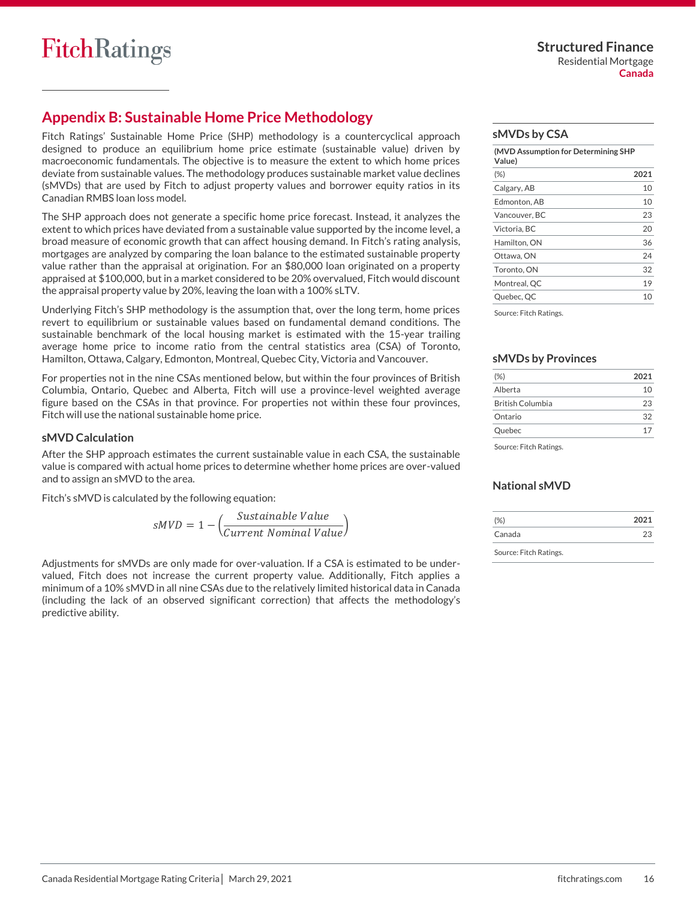## Appendix B: Sustainable Home Price Methodology

Fitch Ratings' Sustainable Home Price (SHP) methodology is a countercyclical approach designed to produce an equilibrium home price estimate (sustainable value) driven by macroeconomic fundamentals. The objective is to measure the extent to which home prices deviate from sustainable values. The methodology produces sustainable market value declines (sMVDs) that are used by Fitch to adjust property values and borrower equity ratios in its Canadian RMBS loan loss model.

The SHP approach does not generate a specific home price forecast. Instead, it analyzes the extent to which prices have deviated from a sustainable value supported by the income level, a broad measure of economic growth that can affect housing demand. In Fitch's rating analysis, mortgages are analyzed by comparing the loan balance to the estimated sustainable property value rather than the appraisal at origination. For an $80,000 loan originated on a property appraised at $100,000, but in a market considered to be 20% overvalued, Fitch would discount the appraisal property value by 20%, leaving the loan with a 100% sLTV.

Underlying Fitch's SHP methodology is the assumption that, over the long term, home prices revert to equilibrium or sustainable values based on fundamental demand conditions. The sustainable benchmark of the local housing market is estimated with the 15-year trailing average home price to income ratio from the central statistics area (CSA) of Toronto, Hamilton, Ottawa, Calgary, Edmonton, Montreal, Quebec City, Victoria and Vancouver.

For properties not in the nine CSAs mentioned below, but within the four provinces of British Columbia, Ontario, Quebec and Alberta, Fitch will use a province-level weighted average figure based on the CSAs in that province. For properties not within these four provinces, Fitch will use the national sustainable home price.

### sMVD Calculation

After the SHP approach estimates the current sustainable value in each CSA, the sustainable value is compared with actual home prices to determine whether home prices are over-valued and to assign an sMVD to the area.

Fitch's sMVD is calculated by the following equation:

$$sMVD = 1 - \left(\frac{Sustainable\ Value}{Current\ Nominal\ Value}\right)$$

Adjustments for sMVDs are only made for over-valuation. If a CSA is estimated to be under-valued, Fitch does not increase the current property value. Additionally, Fitch applies a minimum of a 10% sMVD in all nine CSAs due to the relatively limited historical data in Canada (including the lack of an observed significant correction) that affects the methodology's predictive ability.

### sMVDs by CSA

**(MVD Assumption for Determining SHP Value)**

| (%) | 2021 |
|---|---|
| Calgary, AB | 10 |
| Edmonton, AB | 10 |
| Vancouver, BC | 23 |
| Victoria, BC | 20 |
| Hamilton, ON | 36 |
| Ottawa, ON | 24 |
| Toronto, ON | 32 |
| Montreal, QC | 19 |
| Quebec, QC | 10 |

Source: Fitch Ratings.

### sMVDs by Provinces

| (%) | 2021 |
|---|---|
| Alberta | 10 |
| British Columbia | 23 |
| Ontario | 32 |
| Quebec | 17 |

Source: Fitch Ratings.

### National sMVD

| (%) | 2021 |
|---|---|
| Canada | 23 |

Source: Fitch Ratings.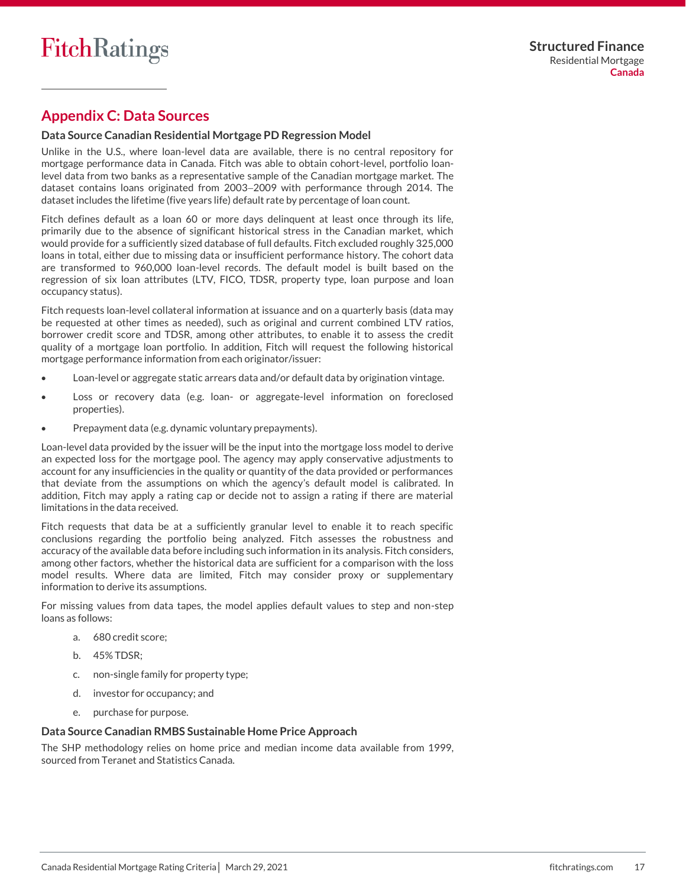## Appendix C: Data Sources

### Data Source Canadian Residential Mortgage PD Regression Model

Unlike in the U.S., where loan-level data are available, there is no central repository for mortgage performance data in Canada. Fitch was able to obtain cohort-level, portfolio loan-level data from two banks as a representative sample of the Canadian mortgage market. The dataset contains loans originated from 2003–2009 with performance through 2014. The dataset includes the lifetime (five years life) default rate by percentage of loan count.

Fitch defines default as a loan 60 or more days delinquent at least once through its life, primarily due to the absence of significant historical stress in the Canadian market, which would provide for a sufficiently sized database of full defaults. Fitch excluded roughly 325,000 loans in total, either due to missing data or insufficient performance history. The cohort data are transformed to 960,000 loan-level records. The default model is built based on the regression of six loan attributes (LTV, FICO, TDSR, property type, loan purpose and loan occupancy status).

Fitch requests loan-level collateral information at issuance and on a quarterly basis (data may be requested at other times as needed), such as original and current combined LTV ratios, borrower credit score and TDSR, among other attributes, to enable it to assess the credit quality of a mortgage loan portfolio. In addition, Fitch will request the following historical mortgage performance information from each originator/issuer:

- Loan-level or aggregate static arrears data and/or default data by origination vintage.
- Loss or recovery data (e.g. loan- or aggregate-level information on foreclosed properties).
- Prepayment data (e.g. dynamic voluntary prepayments).

Loan-level data provided by the issuer will be the input into the mortgage loss model to derive an expected loss for the mortgage pool. The agency may apply conservative adjustments to account for any insufficiencies in the quality or quantity of the data provided or performances that deviate from the assumptions on which the agency's default model is calibrated. In addition, Fitch may apply a rating cap or decide not to assign a rating if there are material limitations in the data received.

Fitch requests that data be at a sufficiently granular level to enable it to reach specific conclusions regarding the portfolio being analyzed. Fitch assesses the robustness and accuracy of the available data before including such information in its analysis. Fitch considers, among other factors, whether the historical data are sufficient for a comparison with the loss model results. Where data are limited, Fitch may consider proxy or supplementary information to derive its assumptions.

For missing values from data tapes, the model applies default values to step and non-step loans as follows:

a. 680 credit score;
b. 45% TDSR;
c. non-single family for property type;
d. investor for occupancy; and
e. purchase for purpose.

### Data Source Canadian RMBS Sustainable Home Price Approach

The SHP methodology relies on home price and median income data available from 1999, sourced from Teranet and Statistics Canada.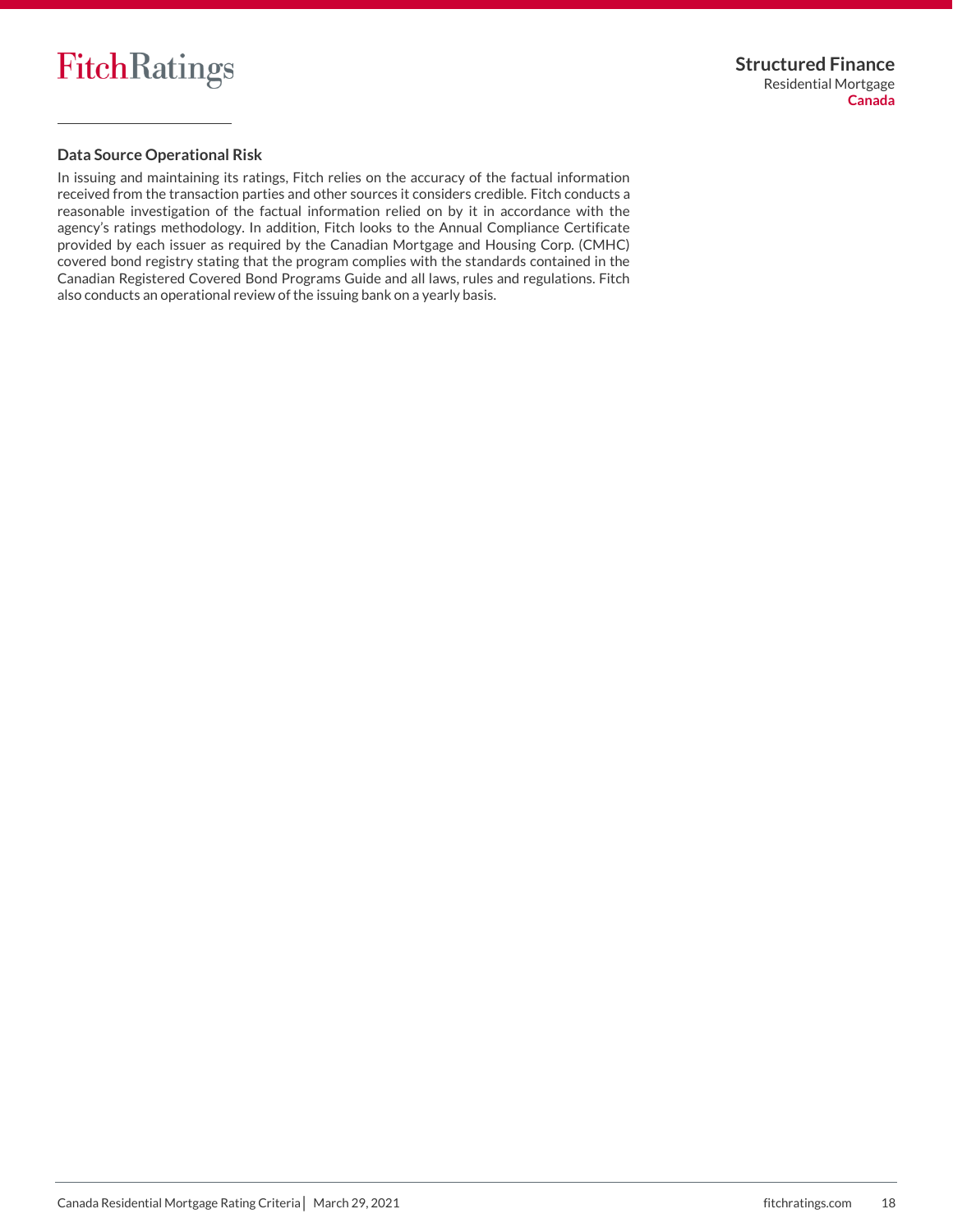### Data Source Operational Risk

In issuing and maintaining its ratings, Fitch relies on the accuracy of the factual information received from the transaction parties and other sources it considers credible. Fitch conducts a reasonable investigation of the factual information relied on by it in accordance with the agency's ratings methodology. In addition, Fitch looks to the Annual Compliance Certificate provided by each issuer as required by the Canadian Mortgage and Housing Corp. (CMHC) covered bond registry stating that the program complies with the standards contained in the Canadian Registered Covered Bond Programs Guide and all laws, rules and regulations. Fitch also conducts an operational review of the issuing bank on a yearly basis.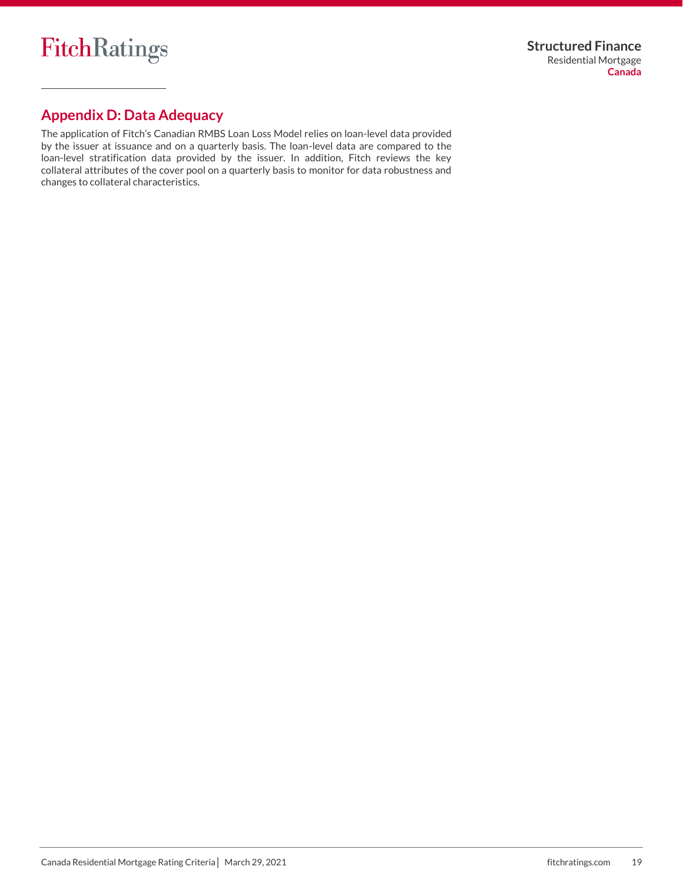## Appendix D: Data Adequacy

The application of Fitch's Canadian RMBS Loan Loss Model relies on loan-level data provided by the issuer at issuance and on a quarterly basis. The loan-level data are compared to the loan-level stratification data provided by the issuer. In addition, Fitch reviews the key collateral attributes of the cover pool on a quarterly basis to monitor for data robustness and changes to collateral characteristics.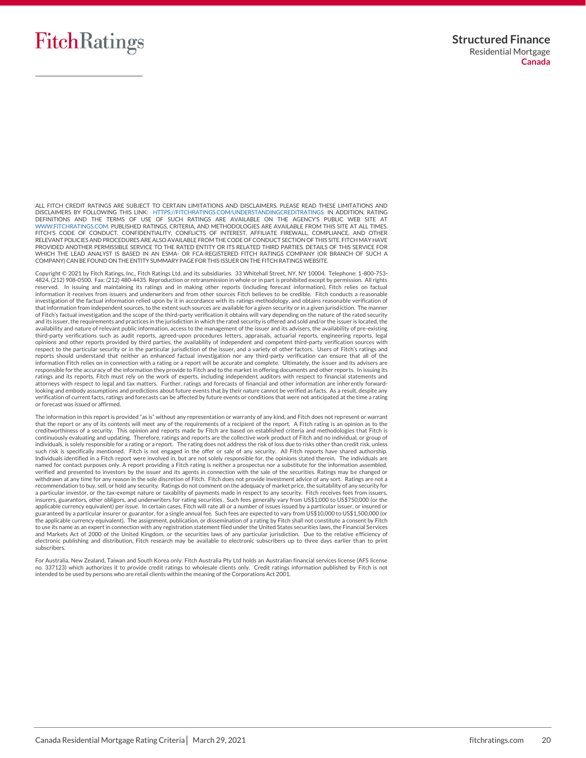ALL FITCH CREDIT RATINGS ARE SUBJECT TO CERTAIN LIMITATIONS AND DISCLAIMERS. PLEASE READ THESE LIMITATIONS AND DISCLAIMERS BY FOLLOWING THIS LINK: HTTPS://FITCHRATINGS.COM/UNDERSTANDINGCREDITRATINGS. IN ADDITION, RATING DEFINITIONS AND THE TERMS OF USE OF SUCH RATINGS ARE AVAILABLE ON THE AGENCY'S PUBLIC WEB SITE AT WWW.FITCHRATINGS.COM. PUBLISHED RATINGS, CRITERIA, AND METHODOLOGIES ARE AVAILABLE FROM THIS SITE AT ALL TIMES. FITCH'S CODE OF CONDUCT, CONFIDENTIALITY, CONFLICTS OF INTEREST, AFFILIATE FIREWALL, COMPLIANCE, AND OTHER RELEVANT POLICIES AND PROCEDURES ARE ALSO AVAILABLE FROM THE CODE OF CONDUCT SECTION OF THIS SITE. FITCH MAY HAVE PROVIDED ANOTHER PERMISSIBLE SERVICE TO THE RATED ENTITY OR ITS RELATED THIRD PARTIES. DETAILS OF THIS SERVICE FOR WHICH THE LEAD ANALYST IS BASED IN AN ESMA- OR FCA-REGISTERED FITCH RATINGS COMPANY (OR BRANCH OF SUCH A COMPANY) CAN BE FOUND ON THE ENTITY SUMMARY PAGE FOR THIS ISSUER ON THE FITCH RATINGS WEBSITE.

Copyright © 2021 by Fitch Ratings, Inc., Fitch Ratings Ltd. and its subsidiaries. 33 Whitehall Street, NY, NY 10004. Telephone: 1-800-753-4824, (212) 908-0500. Fax: (212) 480-4435. Reproduction or retransmission in whole or in part is prohibited except by permission. All rights reserved. In issuing and maintaining its ratings and in making other reports (including forecast information), Fitch relies on factual information it receives from issuers and underwriters and from other sources Fitch believes to be credible. Fitch conducts a reasonable investigation of the factual information relied upon by it in accordance with its ratings methodology, and obtains reasonable verification of that information from independent sources, to the extent such sources are available for a given security or in a given jurisdiction. The manner of Fitch's factual investigation and the scope of the third-party verification it obtains will vary depending on the nature of the rated security and its issuer, the requirements and practices in the jurisdiction in which the rated security is offered and sold and/or the issuer is located, the availability and nature of relevant public information, access to the management of the issuer and its advisers, the availability of pre-existing third-party verifications such as audit reports, agreed-upon procedures letters, appraisals, actuarial reports, engineering reports, legal opinions and other reports provided by third parties, the availability of independent and competent third-party verification sources with respect to the particular security or in the particular jurisdiction of the issuer, and a variety of other factors. Users of Fitch's ratings and reports should understand that neither an enhanced factual investigation nor any third-party verification can ensure that all of the information Fitch relies on in connection with a rating or a report will be accurate and complete. Ultimately, the issuer and its advisers are responsible for the accuracy of the information they provide to Fitch and to the market in offering documents and other reports. In issuing its ratings and its reports, Fitch must rely on the work of experts, including independent auditors with respect to financial statements and attorneys with respect to legal and tax matters. Further, ratings and forecasts of financial and other information are inherently forward-looking and embody assumptions and predictions about future events that by their nature cannot be verified as facts. As a result, despite any verification of current facts, ratings and forecasts can be affected by future events or conditions that were not anticipated at the time a rating or forecast was issued or affirmed.

The information in this report is provided "as is" without any representation or warranty of any kind, and Fitch does not represent or warrant that the report or any of its contents will meet any of the requirements of a recipient of the report. A Fitch rating is an opinion as to the creditworthiness of a security. This opinion and reports made by Fitch are based on established criteria and methodologies that Fitch is continuously evaluating and updating. Therefore, ratings and reports are the collective work product of Fitch and no individual, or group of individuals, is solely responsible for a rating or a report. The rating does not address the risk of loss due to risks other than credit risk, unless such risk is specifically mentioned. Fitch is not engaged in the offer or sale of any security. All Fitch reports have shared authorship. Individuals identified in a Fitch report were involved in, but are not solely responsible for, the opinions stated therein. The individuals are named for contact purposes only. A report providing a Fitch rating is neither a prospectus nor a substitute for the information assembled, verified and presented to investors by the issuer and its agents in connection with the sale of the securities. Ratings may be changed or withdrawn at any time for any reason in the sole discretion of Fitch. Fitch does not provide investment advice of any sort. Ratings are not a recommendation to buy, sell, or hold any security. Ratings do not comment on the adequacy of market price, the suitability of any security for a particular investor, or the tax-exempt nature or taxability of payments made in respect to any security. Fitch receives fees from issuers, insurers, guarantors, other obligors, and underwriters for rating securities. Such fees generally vary from US$1,000 to US$750,000 (or the applicable currency equivalent) per issue. In certain cases, Fitch will rate all or a number of issues issued by a particular issuer, or insured or guaranteed by a particular insurer or guarantor, for a single annual fee. Such fees are expected to vary from US$10,000 to US$1,500,000 (or the applicable currency equivalent). The assignment, publication, or dissemination of a rating by Fitch shall not constitute a consent by Fitch to use its name as an expert in connection with any registration statement filed under the United States securities laws, the Financial Services and Markets Act of 2000 of the United Kingdom, or the securities laws of any particular jurisdiction. Due to the relative efficiency of electronic publishing and distribution, Fitch research may be available to electronic subscribers up to three days earlier than to print subscribers.

For Australia, New Zealand, Taiwan and South Korea only: Fitch Australia Pty Ltd holds an Australian financial services license (AFS license no. 337123) which authorizes it to provide credit ratings to wholesale clients only. Credit ratings information published by Fitch is not intended to be used by persons who are retail clients within the meaning of the Corporations Act 2001.